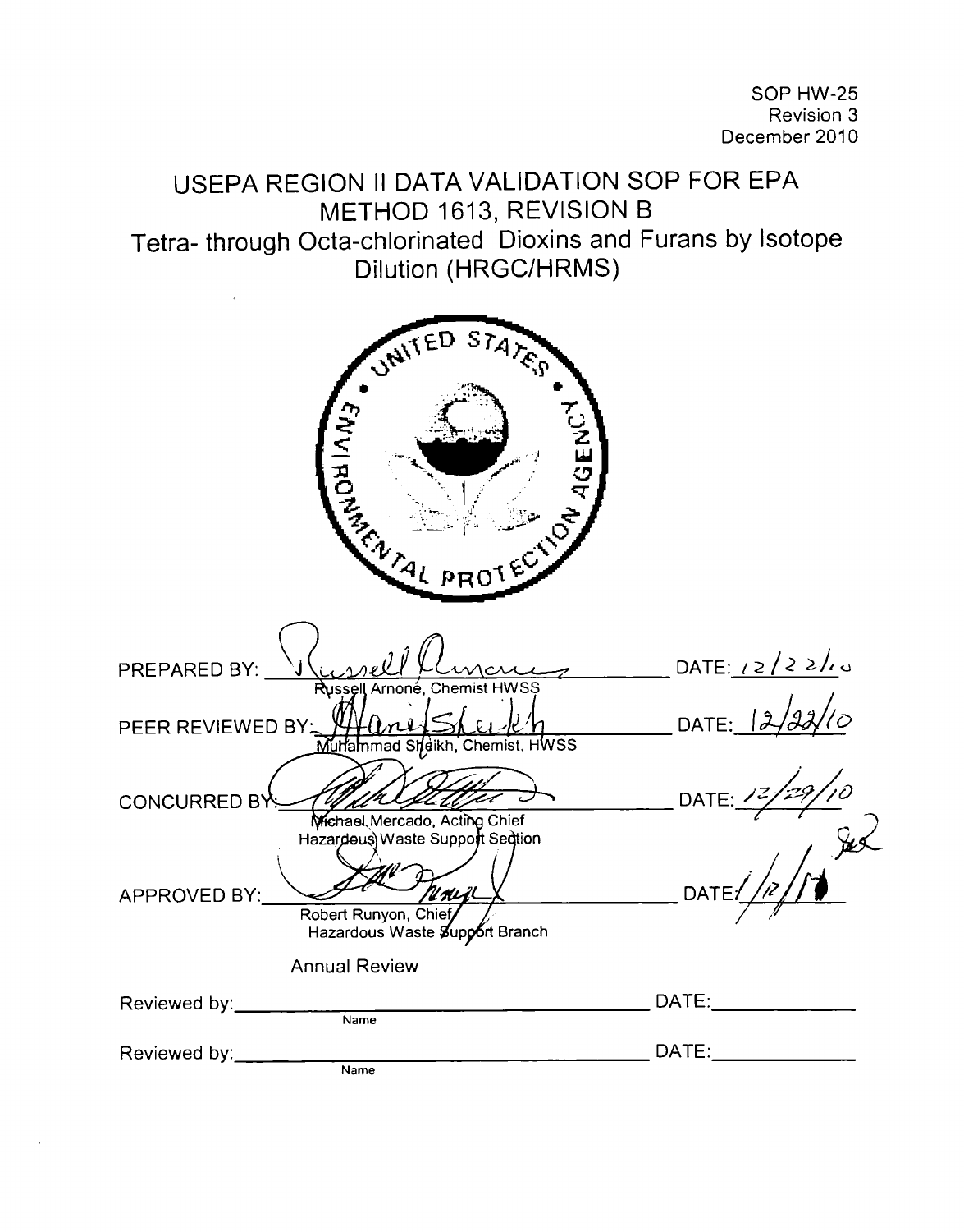SOP HW-25
Revision 3
December 2010

# USEPA REGION II DATA VALIDATION SOP FOR EPA METHOD 1613, REVISION B

## Tetra- through Octa-chlorinated Dioxins and Furans by Isotope Dilution (HRGC/HRMS)

PREPARED BY: Russell Arnone, Chemist HWSS  DATE: 12/22/10

PEER REVIEWED BY: Muhammad Sheikh, Chemist, HWSS  DATE: 12/22/10

CONCURRED BY: Michael Mercado, Acting Chief, Hazardous Waste Support Section  DATE: 12/29/10

APPROVED BY: Robert Runyon, Chief, Hazardous Waste Support Branch  DATE: 1/12/11

Annual Review

Reviewed by: ______________________ (Name)  DATE: __________

Reviewed by: ______________________ (Name)  DATE: __________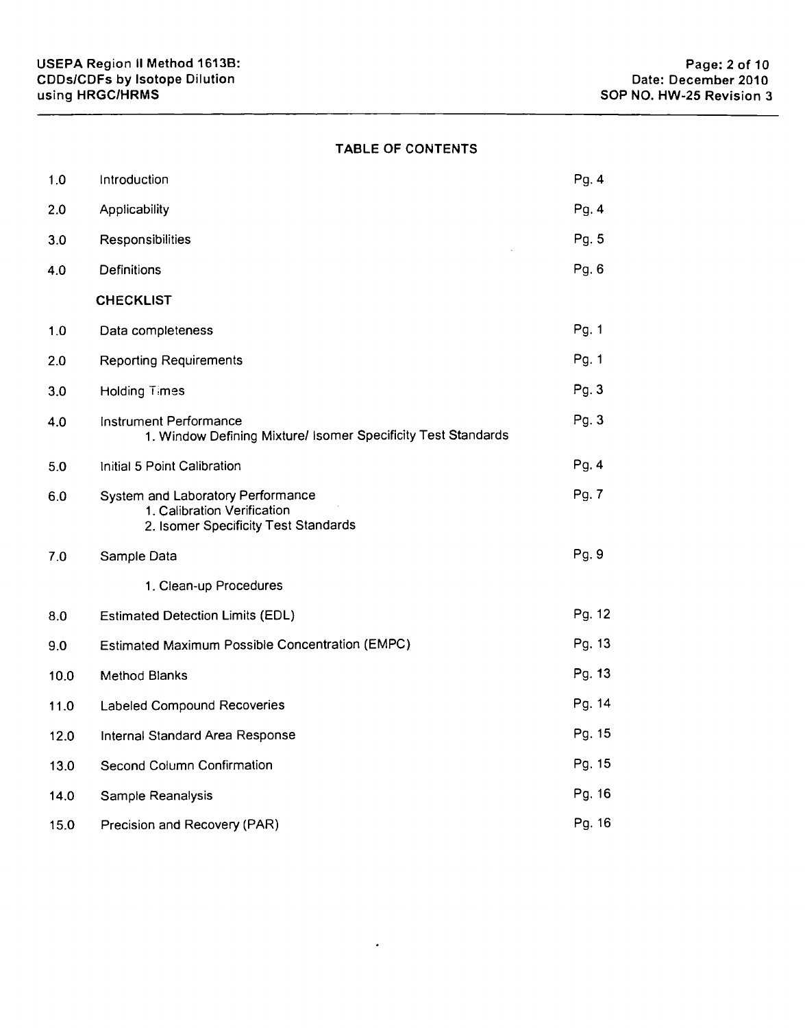## TABLE OF CONTENTS

| | | |
|---|---|---|
| 1.0 | Introduction | Pg. 4 |
| 2.0 | Applicability | Pg. 4 |
| 3.0 | Responsibilities | Pg. 5 |
| 4.0 | Definitions | Pg. 6 |
| | **CHECKLIST** | |
| 1.0 | Data completeness | Pg. 1 |
| 2.0 | Reporting Requirements | Pg. 1 |
| 3.0 | Holding Times | Pg. 3 |
| 4.0 | Instrument Performance<br>1. Window Defining Mixture/ Isomer Specificity Test Standards | Pg. 3 |
| 5.0 | Initial 5 Point Calibration | Pg. 4 |
| 6.0 | System and Laboratory Performance<br>1. Calibration Verification<br>2. Isomer Specificity Test Standards | Pg. 7 |
| 7.0 | Sample Data<br>1. Clean-up Procedures | Pg. 9 |
| 8.0 | Estimated Detection Limits (EDL) | Pg. 12 |
| 9.0 | Estimated Maximum Possible Concentration (EMPC) | Pg. 13 |
| 10.0 | Method Blanks | Pg. 13 |
| 11.0 | Labeled Compound Recoveries | Pg. 14 |
| 12.0 | Internal Standard Area Response | Pg. 15 |
| 13.0 | Second Column Confirmation | Pg. 15 |
| 14.0 | Sample Reanalysis | Pg. 16 |
| 15.0 | Precision and Recovery (PAR) | Pg. 16 |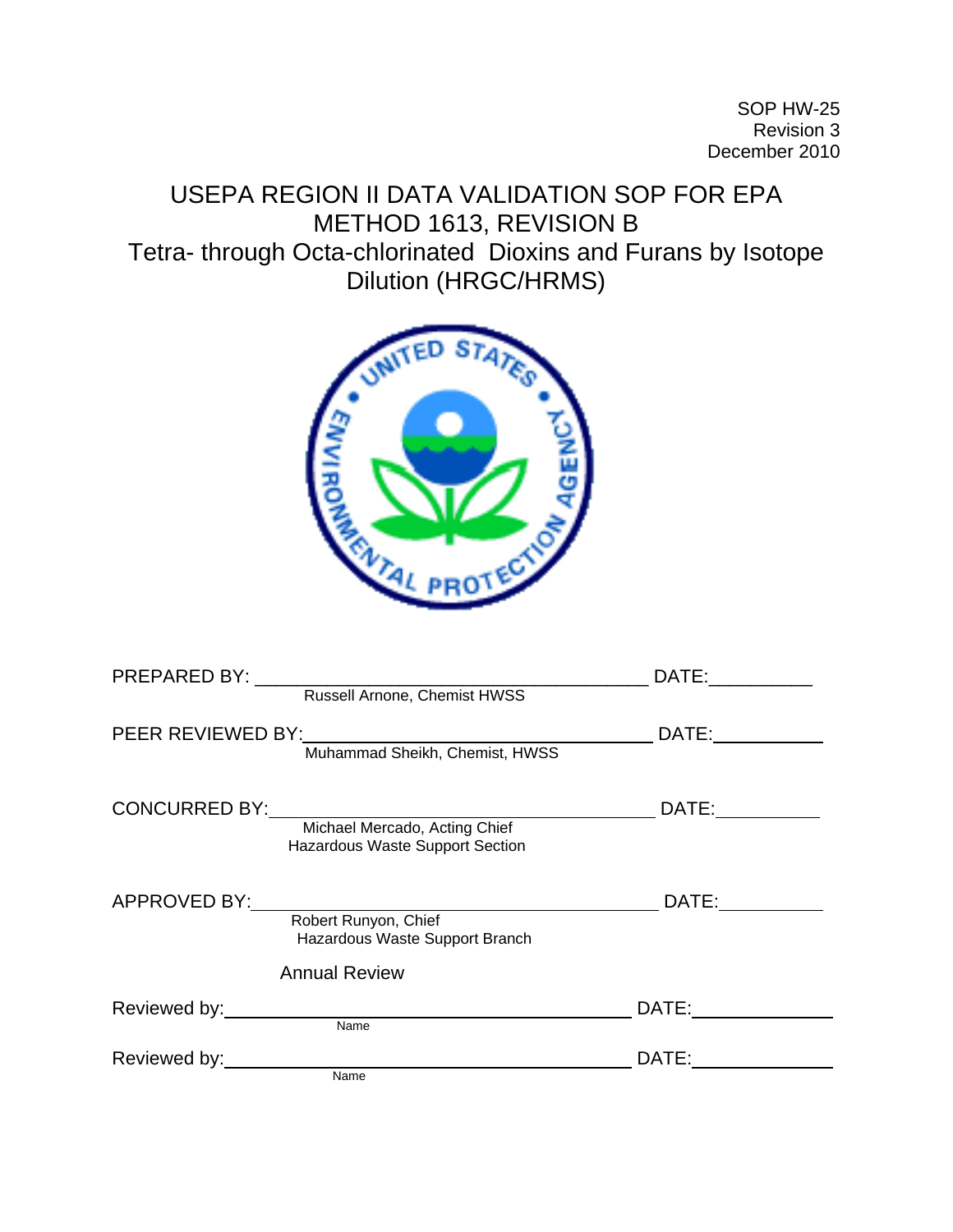SOP HW-25
Revision 3
December 2010

# USEPA REGION II DATA VALIDATION SOP FOR EPA METHOD 1613, REVISION B

## Tetra- through Octa-chlorinated Dioxins and Furans by Isotope Dilution (HRGC/HRMS)

PREPARED BY: ______________________________________ DATE:__________
Russell Arnone, Chemist HWSS

PEER REVIEWED BY: ______________________________________ DATE:__________
Muhammad Sheikh, Chemist, HWSS

CONCURRED BY: ______________________________________ DATE:__________
Michael Mercado, Acting Chief
Hazardous Waste Support Section

APPROVED BY: ______________________________________ DATE:__________
Robert Runyon, Chief
Hazardous Waste Support Branch

Annual Review

Reviewed by: ______________________________________ DATE:__________
Name

Reviewed by: ______________________________________ DATE:__________
Name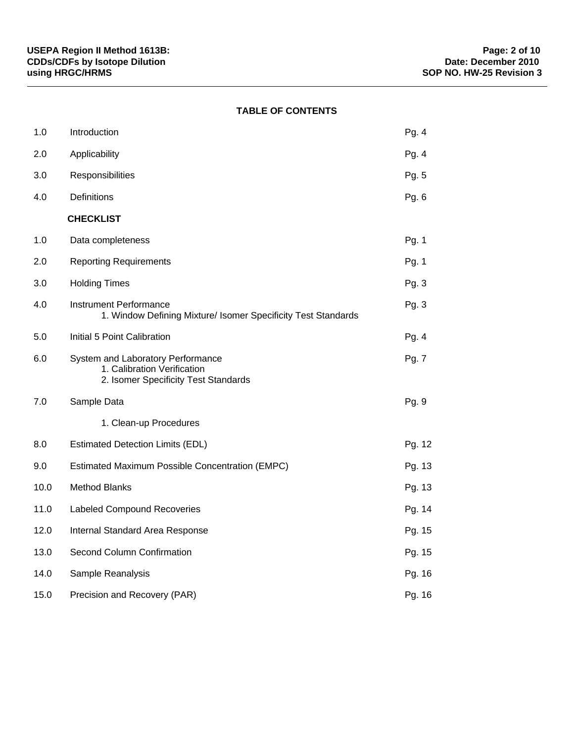## TABLE OF CONTENTS

| | | |
|---|---|---|
| 1.0 | Introduction | Pg. 4 |
| 2.0 | Applicability | Pg. 4 |
| 3.0 | Responsibilities | Pg. 5 |
| 4.0 | Definitions | Pg. 6 |
| | **CHECKLIST** | |
| 1.0 | Data completeness | Pg. 1 |
| 2.0 | Reporting Requirements | Pg. 1 |
| 3.0 | Holding Times | Pg. 3 |
| 4.0 | Instrument Performance<br>1. Window Defining Mixture/ Isomer Specificity Test Standards | Pg. 3 |
| 5.0 | Initial 5 Point Calibration | Pg. 4 |
| 6.0 | System and Laboratory Performance<br>1. Calibration Verification<br>2. Isomer Specificity Test Standards | Pg. 7 |
| 7.0 | Sample Data | Pg. 9 |
| | 1. Clean-up Procedures | |
| 8.0 | Estimated Detection Limits (EDL) | Pg. 12 |
| 9.0 | Estimated Maximum Possible Concentration (EMPC) | Pg. 13 |
| 10.0 | Method Blanks | Pg. 13 |
| 11.0 | Labeled Compound Recoveries | Pg. 14 |
| 12.0 | Internal Standard Area Response | Pg. 15 |
| 13.0 | Second Column Confirmation | Pg. 15 |
| 14.0 | Sample Reanalysis | Pg. 16 |
| 15.0 | Precision and Recovery (PAR) | Pg. 16 |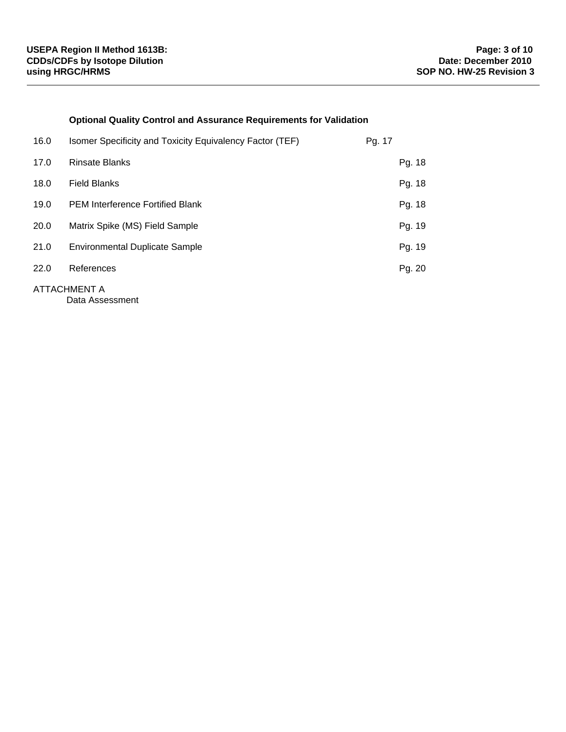**Optional Quality Control and Assurance Requirements for Validation**

| | | |
|---|---|---|
| 16.0 | Isomer Specificity and Toxicity Equivalency Factor (TEF) | Pg. 17 |
| 17.0 | Rinsate Blanks | Pg. 18 |
| 18.0 | Field Blanks | Pg. 18 |
| 19.0 | PEM Interference Fortified Blank | Pg. 18 |
| 20.0 | Matrix Spike (MS) Field Sample | Pg. 19 |
| 21.0 | Environmental Duplicate Sample | Pg. 19 |
| 22.0 | References | Pg. 20 |

ATTACHMENT A
Data Assessment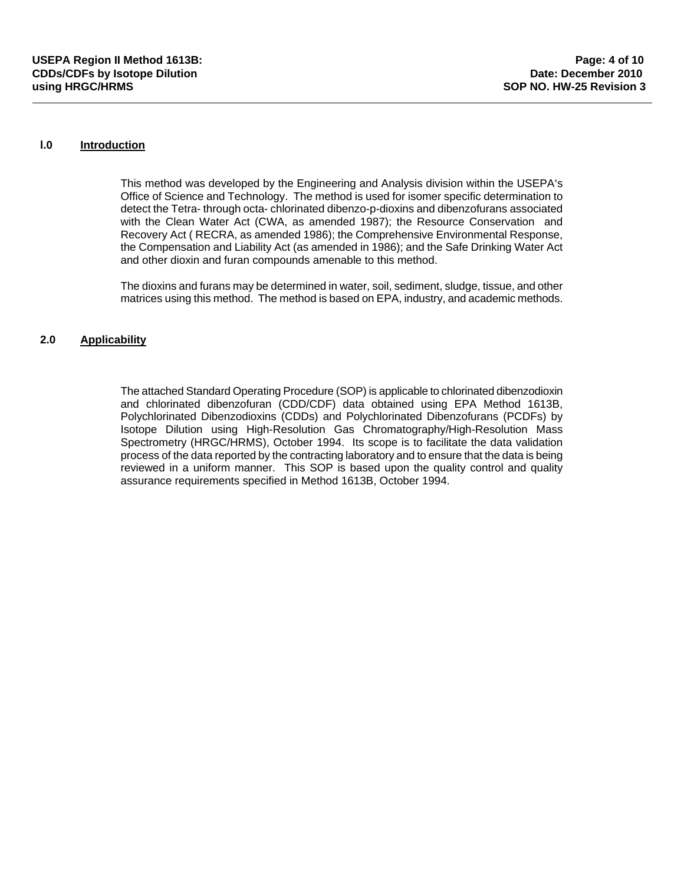## I.0 Introduction

This method was developed by the Engineering and Analysis division within the USEPA's Office of Science and Technology. The method is used for isomer specific determination to detect the Tetra- through octa- chlorinated dibenzo-p-dioxins and dibenzofurans associated with the Clean Water Act (CWA, as amended 1987); the Resource Conservation and Recovery Act ( RECRA, as amended 1986); the Comprehensive Environmental Response, the Compensation and Liability Act (as amended in 1986); and the Safe Drinking Water Act and other dioxin and furan compounds amenable to this method.

The dioxins and furans may be determined in water, soil, sediment, sludge, tissue, and other matrices using this method. The method is based on EPA, industry, and academic methods.

## 2.0 Applicability

The attached Standard Operating Procedure (SOP) is applicable to chlorinated dibenzodioxin and chlorinated dibenzofuran (CDD/CDF) data obtained using EPA Method 1613B, Polychlorinated Dibenzodioxins (CDDs) and Polychlorinated Dibenzofurans (PCDFs) by Isotope Dilution using High-Resolution Gas Chromatography/High-Resolution Mass Spectrometry (HRGC/HRMS), October 1994. Its scope is to facilitate the data validation process of the data reported by the contracting laboratory and to ensure that the data is being reviewed in a uniform manner. This SOP is based upon the quality control and quality assurance requirements specified in Method 1613B, October 1994.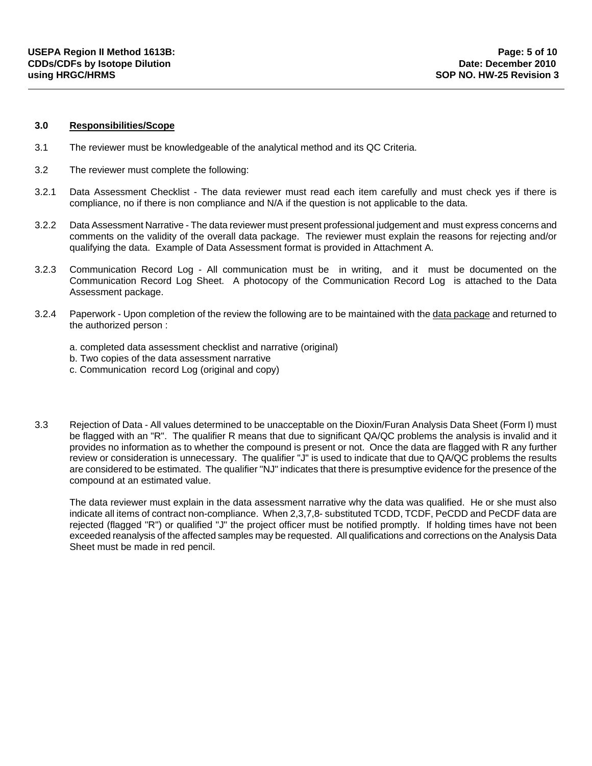## 3.0 Responsibilities/Scope

3.1 The reviewer must be knowledgeable of the analytical method and its QC Criteria.

3.2 The reviewer must complete the following:

3.2.1 Data Assessment Checklist - The data reviewer must read each item carefully and must check yes if there is compliance, no if there is non compliance and N/A if the question is not applicable to the data.

3.2.2 Data Assessment Narrative - The data reviewer must present professional judgement and must express concerns and comments on the validity of the overall data package. The reviewer must explain the reasons for rejecting and/or qualifying the data. Example of Data Assessment format is provided in Attachment A.

3.2.3 Communication Record Log - All communication must be in writing, and it must be documented on the Communication Record Log Sheet. A photocopy of the Communication Record Log is attached to the Data Assessment package.

3.2.4 Paperwork - Upon completion of the review the following are to be maintained with the <u>data package</u> and returned to the authorized person :

a. completed data assessment checklist and narrative (original)
b. Two copies of the data assessment narrative
c. Communication record Log (original and copy)

3.3 Rejection of Data - All values determined to be unacceptable on the Dioxin/Furan Analysis Data Sheet (Form I) must be flagged with an "R". The qualifier R means that due to significant QA/QC problems the analysis is invalid and it provides no information as to whether the compound is present or not. Once the data are flagged with R any further review or consideration is unnecessary. The qualifier "J" is used to indicate that due to QA/QC problems the results are considered to be estimated. The qualifier "NJ" indicates that there is presumptive evidence for the presence of the compound at an estimated value.

The data reviewer must explain in the data assessment narrative why the data was qualified. He or she must also indicate all items of contract non-compliance. When 2,3,7,8- substituted TCDD, TCDF, PeCDD and PeCDF data are rejected (flagged "R") or qualified "J" the project officer must be notified promptly. If holding times have not been exceeded reanalysis of the affected samples may be requested. All qualifications and corrections on the Analysis Data Sheet must be made in red pencil.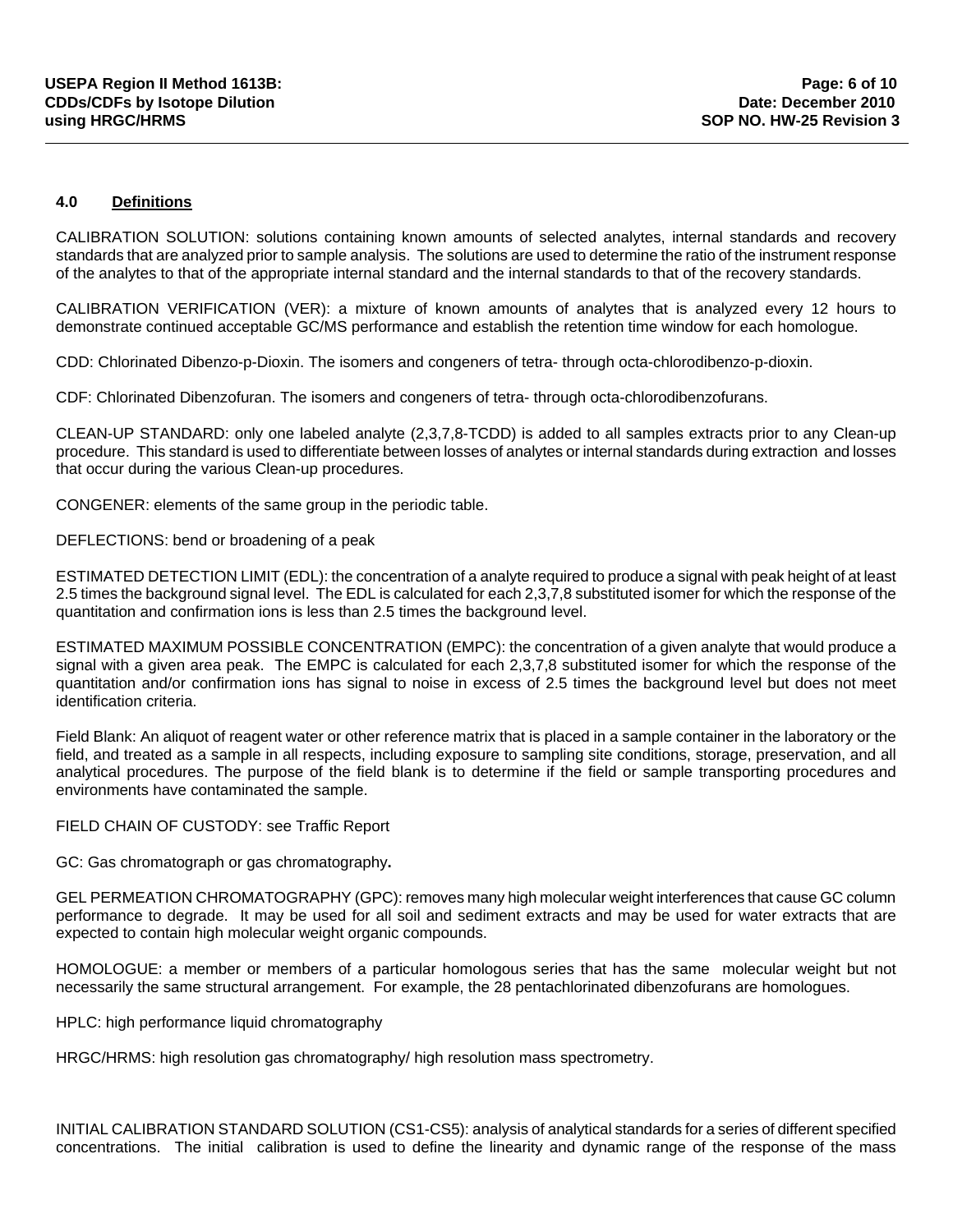## 4.0 Definitions

CALIBRATION SOLUTION: solutions containing known amounts of selected analytes, internal standards and recovery standards that are analyzed prior to sample analysis. The solutions are used to determine the ratio of the instrument response of the analytes to that of the appropriate internal standard and the internal standards to that of the recovery standards.

CALIBRATION VERIFICATION (VER): a mixture of known amounts of analytes that is analyzed every 12 hours to demonstrate continued acceptable GC/MS performance and establish the retention time window for each homologue.

CDD: Chlorinated Dibenzo-p-Dioxin. The isomers and congeners of tetra- through octa-chlorodibenzo-p-dioxin.

CDF: Chlorinated Dibenzofuran. The isomers and congeners of tetra- through octa-chlorodibenzofurans.

CLEAN-UP STANDARD: only one labeled analyte (2,3,7,8-TCDD) is added to all samples extracts prior to any Clean-up procedure. This standard is used to differentiate between losses of analytes or internal standards during extraction and losses that occur during the various Clean-up procedures.

CONGENER: elements of the same group in the periodic table.

DEFLECTIONS: bend or broadening of a peak

ESTIMATED DETECTION LIMIT (EDL): the concentration of a analyte required to produce a signal with peak height of at least 2.5 times the background signal level. The EDL is calculated for each 2,3,7,8 substituted isomer for which the response of the quantitation and confirmation ions is less than 2.5 times the background level.

ESTIMATED MAXIMUM POSSIBLE CONCENTRATION (EMPC): the concentration of a given analyte that would produce a signal with a given area peak. The EMPC is calculated for each 2,3,7,8 substituted isomer for which the response of the quantitation and/or confirmation ions has signal to noise in excess of 2.5 times the background level but does not meet identification criteria.

Field Blank: An aliquot of reagent water or other reference matrix that is placed in a sample container in the laboratory or the field, and treated as a sample in all respects, including exposure to sampling site conditions, storage, preservation, and all analytical procedures. The purpose of the field blank is to determine if the field or sample transporting procedures and environments have contaminated the sample.

FIELD CHAIN OF CUSTODY: see Traffic Report

GC: Gas chromatograph or gas chromatography**.**

GEL PERMEATION CHROMATOGRAPHY (GPC): removes many high molecular weight interferences that cause GC column performance to degrade. It may be used for all soil and sediment extracts and may be used for water extracts that are expected to contain high molecular weight organic compounds.

HOMOLOGUE: a member or members of a particular homologous series that has the same molecular weight but not necessarily the same structural arrangement. For example, the 28 pentachlorinated dibenzofurans are homologues.

HPLC: high performance liquid chromatography

HRGC/HRMS: high resolution gas chromatography/ high resolution mass spectrometry.

INITIAL CALIBRATION STANDARD SOLUTION (CS1-CS5): analysis of analytical standards for a series of different specified concentrations. The initial calibration is used to define the linearity and dynamic range of the response of the mass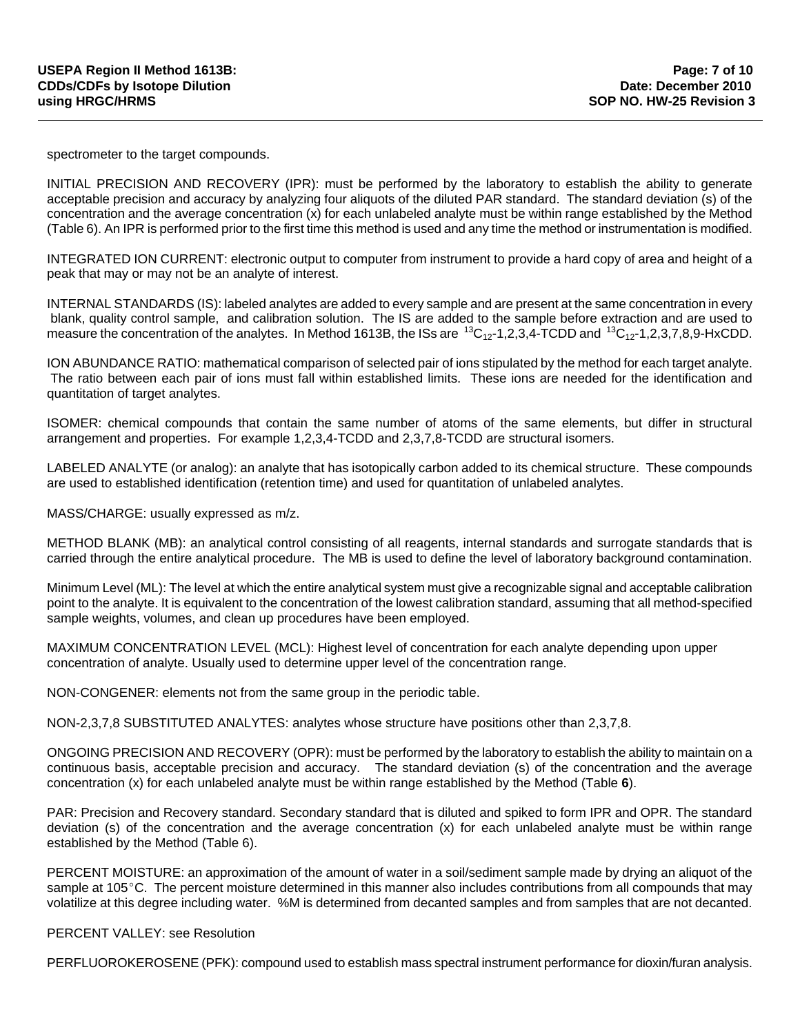spectrometer to the target compounds.

INITIAL PRECISION AND RECOVERY (IPR): must be performed by the laboratory to establish the ability to generate acceptable precision and accuracy by analyzing four aliquots of the diluted PAR standard. The standard deviation (s) of the concentration and the average concentration (x) for each unlabeled analyte must be within range established by the Method (Table 6). An IPR is performed prior to the first time this method is used and any time the method or instrumentation is modified.

INTEGRATED ION CURRENT: electronic output to computer from instrument to provide a hard copy of area and height of a peak that may or may not be an analyte of interest.

INTERNAL STANDARDS (IS): labeled analytes are added to every sample and are present at the same concentration in every blank, quality control sample, and calibration solution. The IS are added to the sample before extraction and are used to measure the concentration of the analytes. In Method 1613B, the ISs are $^{13}C_{12}$-1,2,3,4-TCDD and $^{13}C_{12}$-1,2,3,7,8,9-HxCDD.

ION ABUNDANCE RATIO: mathematical comparison of selected pair of ions stipulated by the method for each target analyte. The ratio between each pair of ions must fall within established limits. These ions are needed for the identification and quantitation of target analytes.

ISOMER: chemical compounds that contain the same number of atoms of the same elements, but differ in structural arrangement and properties. For example 1,2,3,4-TCDD and 2,3,7,8-TCDD are structural isomers.

LABELED ANALYTE (or analog): an analyte that has isotopically carbon added to its chemical structure. These compounds are used to established identification (retention time) and used for quantitation of unlabeled analytes.

MASS/CHARGE: usually expressed as m/z.

METHOD BLANK (MB): an analytical control consisting of all reagents, internal standards and surrogate standards that is carried through the entire analytical procedure. The MB is used to define the level of laboratory background contamination.

Minimum Level (ML): The level at which the entire analytical system must give a recognizable signal and acceptable calibration point to the analyte. It is equivalent to the concentration of the lowest calibration standard, assuming that all method-specified sample weights, volumes, and clean up procedures have been employed.

MAXIMUM CONCENTRATION LEVEL (MCL): Highest level of concentration for each analyte depending upon upper concentration of analyte. Usually used to determine upper level of the concentration range.

NON-CONGENER: elements not from the same group in the periodic table.

NON-2,3,7,8 SUBSTITUTED ANALYTES: analytes whose structure have positions other than 2,3,7,8.

ONGOING PRECISION AND RECOVERY (OPR): must be performed by the laboratory to establish the ability to maintain on a continuous basis, acceptable precision and accuracy. The standard deviation (s) of the concentration and the average concentration (x) for each unlabeled analyte must be within range established by the Method (Table **6**).

PAR: Precision and Recovery standard. Secondary standard that is diluted and spiked to form IPR and OPR. The standard deviation (s) of the concentration and the average concentration (x) for each unlabeled analyte must be within range established by the Method (Table 6).

PERCENT MOISTURE: an approximation of the amount of water in a soil/sediment sample made by drying an aliquot of the sample at 105°C. The percent moisture determined in this manner also includes contributions from all compounds that may volatilize at this degree including water. %M is determined from decanted samples and from samples that are not decanted.

PERCENT VALLEY: see Resolution

PERFLUOROKEROSENE (PFK): compound used to establish mass spectral instrument performance for dioxin/furan analysis.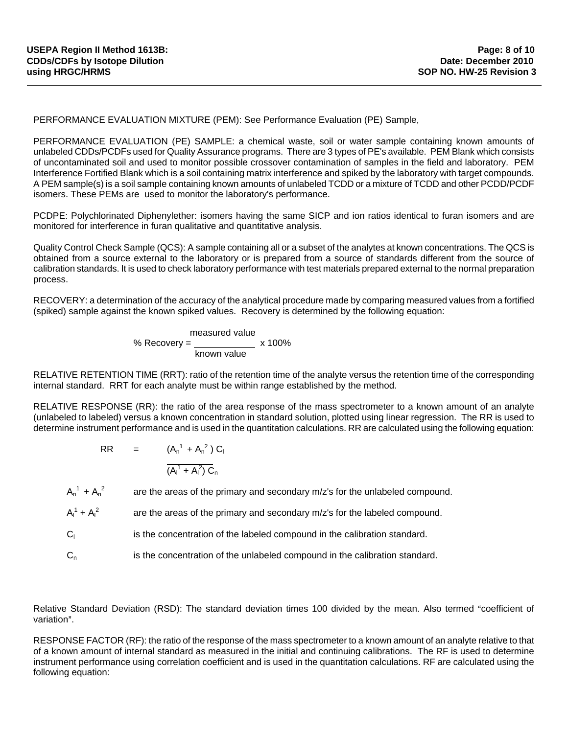PERFORMANCE EVALUATION MIXTURE (PEM): See Performance Evaluation (PE) Sample,

PERFORMANCE EVALUATION (PE) SAMPLE: a chemical waste, soil or water sample containing known amounts of unlabeled CDDs/PCDFs used for Quality Assurance programs. There are 3 types of PE's available. PEM Blank which consists of uncontaminated soil and used to monitor possible crossover contamination of samples in the field and laboratory. PEM Interference Fortified Blank which is a soil containing matrix interference and spiked by the laboratory with target compounds. A PEM sample(s) is a soil sample containing known amounts of unlabeled TCDD or a mixture of TCDD and other PCDD/PCDF isomers. These PEMs are used to monitor the laboratory's performance.

PCDPE: Polychlorinated Diphenylether: isomers having the same SICP and ion ratios identical to furan isomers and are monitored for interference in furan qualitative and quantitative analysis.

Quality Control Check Sample (QCS): A sample containing all or a subset of the analytes at known concentrations. The QCS is obtained from a source external to the laboratory or is prepared from a source of standards different from the source of calibration standards. It is used to check laboratory performance with test materials prepared external to the normal preparation process.

RECOVERY: a determination of the accuracy of the analytical procedure made by comparing measured values from a fortified (spiked) sample against the known spiked values. Recovery is determined by the following equation:

$$\%\ \text{Recovery} = \frac{\text{measured value}}{\text{known value}} \times 100\%$$

RELATIVE RETENTION TIME (RRT): ratio of the retention time of the analyte versus the retention time of the corresponding internal standard. RRT for each analyte must be within range established by the method.

RELATIVE RESPONSE (RR): the ratio of the area response of the mass spectrometer to a known amount of an analyte (unlabeled to labeled) versus a known concentration in standard solution, plotted using linear regression. The RR is used to determine instrument performance and is used in the quantitation calculations. RR are calculated using the following equation:

$$RR = \frac{(A_n^1 + A_n^2)\, C_l}{(A_l^1 + A_l^2)\, C_n}$$

$A_n^1 + A_n^2$ are the areas of the primary and secondary m/z's for the unlabeled compound.

$A_l^1 + A_l^2$ are the areas of the primary and secondary m/z's for the labeled compound.

$C_l$ is the concentration of the labeled compound in the calibration standard.

$C_n$ is the concentration of the unlabeled compound in the calibration standard.

Relative Standard Deviation (RSD): The standard deviation times 100 divided by the mean. Also termed "coefficient of variation".

RESPONSE FACTOR (RF): the ratio of the response of the mass spectrometer to a known amount of an analyte relative to that of a known amount of internal standard as measured in the initial and continuing calibrations. The RF is used to determine instrument performance using correlation coefficient and is used in the quantitation calculations. RF are calculated using the following equation: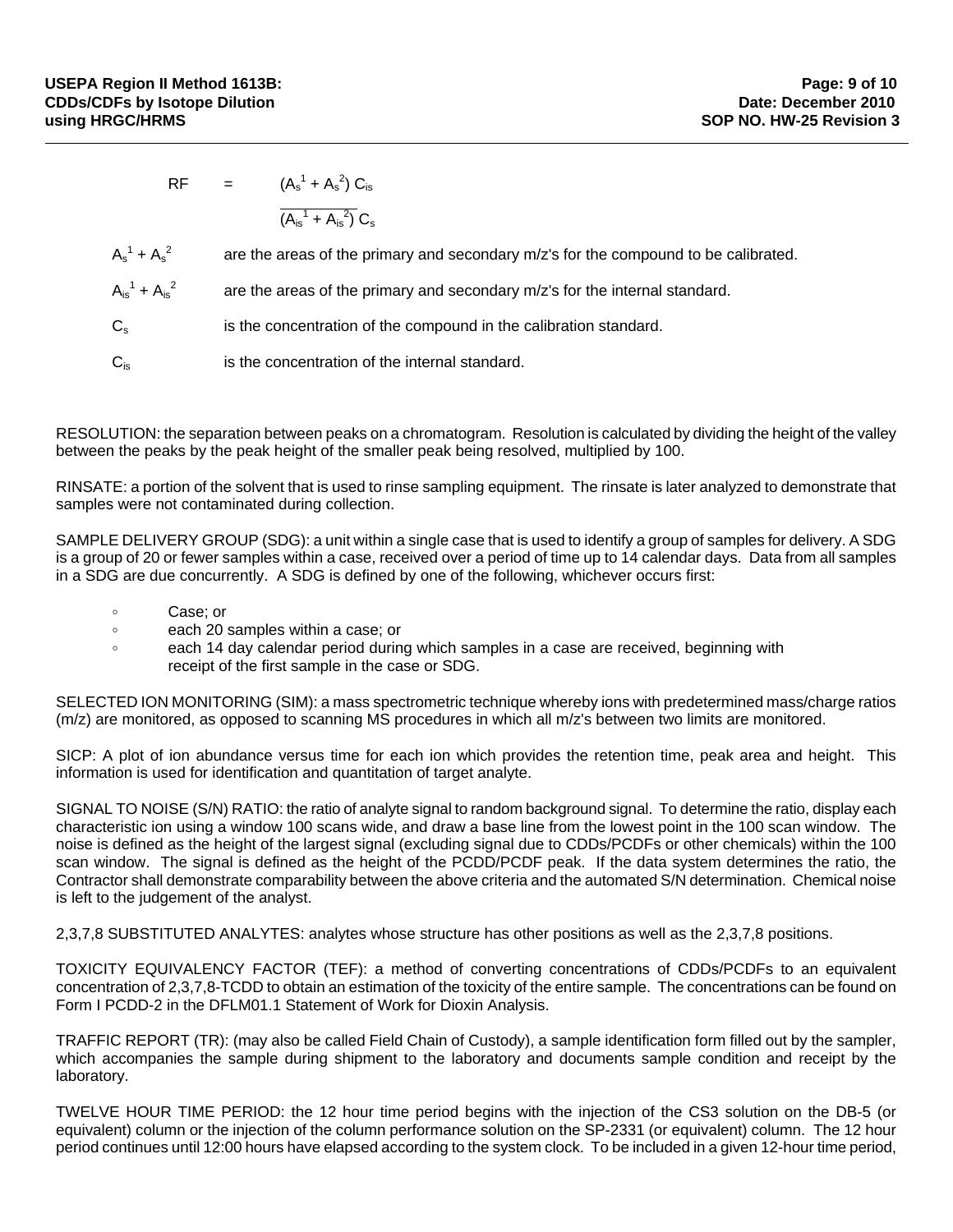$$RF = \frac{(A_s^1 + A_s^2)\, C_{is}}{(A_{is}^1 + A_{is}^2)\, C_s}$$

$A_s^1 + A_s^2$ are the areas of the primary and secondary m/z's for the compound to be calibrated.

$A_{is}^1 + A_{is}^2$ are the areas of the primary and secondary m/z's for the internal standard.

$C_s$ is the concentration of the compound in the calibration standard.

$C_{is}$ is the concentration of the internal standard.

RESOLUTION: the separation between peaks on a chromatogram. Resolution is calculated by dividing the height of the valley between the peaks by the peak height of the smaller peak being resolved, multiplied by 100.

RINSATE: a portion of the solvent that is used to rinse sampling equipment. The rinsate is later analyzed to demonstrate that samples were not contaminated during collection.

SAMPLE DELIVERY GROUP (SDG): a unit within a single case that is used to identify a group of samples for delivery. A SDG is a group of 20 or fewer samples within a case, received over a period of time up to 14 calendar days. Data from all samples in a SDG are due concurrently. A SDG is defined by one of the following, whichever occurs first:

- Case; or
- each 20 samples within a case; or
- each 14 day calendar period during which samples in a case are received, beginning with receipt of the first sample in the case or SDG.

SELECTED ION MONITORING (SIM): a mass spectrometric technique whereby ions with predetermined mass/charge ratios (m/z) are monitored, as opposed to scanning MS procedures in which all m/z's between two limits are monitored.

SICP: A plot of ion abundance versus time for each ion which provides the retention time, peak area and height. This information is used for identification and quantitation of target analyte.

SIGNAL TO NOISE (S/N) RATIO: the ratio of analyte signal to random background signal. To determine the ratio, display each characteristic ion using a window 100 scans wide, and draw a base line from the lowest point in the 100 scan window. The noise is defined as the height of the largest signal (excluding signal due to CDDs/PCDFs or other chemicals) within the 100 scan window. The signal is defined as the height of the PCDD/PCDF peak. If the data system determines the ratio, the Contractor shall demonstrate comparability between the above criteria and the automated S/N determination. Chemical noise is left to the judgement of the analyst.

2,3,7,8 SUBSTITUTED ANALYTES: analytes whose structure has other positions as well as the 2,3,7,8 positions.

TOXICITY EQUIVALENCY FACTOR (TEF): a method of converting concentrations of CDDs/PCDFs to an equivalent concentration of 2,3,7,8-TCDD to obtain an estimation of the toxicity of the entire sample. The concentrations can be found on Form I PCDD-2 in the DFLM01.1 Statement of Work for Dioxin Analysis.

TRAFFIC REPORT (TR): (may also be called Field Chain of Custody), a sample identification form filled out by the sampler, which accompanies the sample during shipment to the laboratory and documents sample condition and receipt by the laboratory.

TWELVE HOUR TIME PERIOD: the 12 hour time period begins with the injection of the CS3 solution on the DB-5 (or equivalent) column or the injection of the column performance solution on the SP-2331 (or equivalent) column. The 12 hour period continues until 12:00 hours have elapsed according to the system clock. To be included in a given 12-hour time period,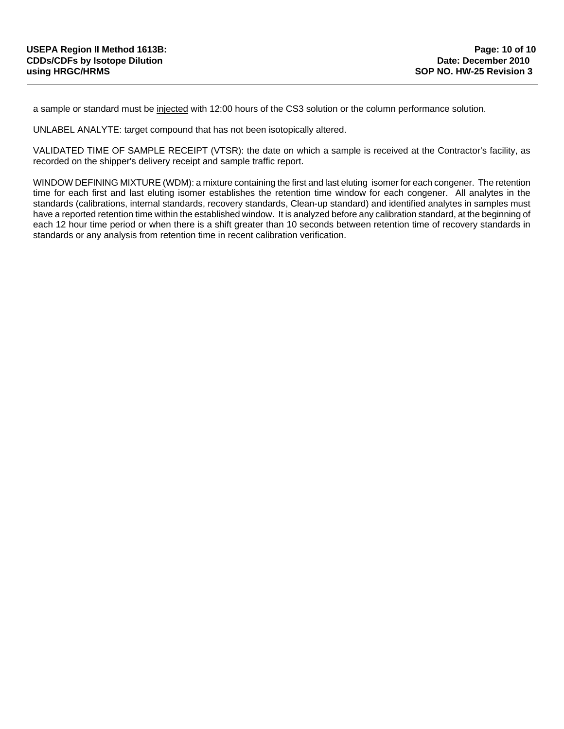a sample or standard must be <u>injected</u> with 12:00 hours of the CS3 solution or the column performance solution.

UNLABEL ANALYTE: target compound that has not been isotopically altered.

VALIDATED TIME OF SAMPLE RECEIPT (VTSR): the date on which a sample is received at the Contractor's facility, as recorded on the shipper's delivery receipt and sample traffic report.

WINDOW DEFINING MIXTURE (WDM): a mixture containing the first and last eluting isomer for each congener. The retention time for each first and last eluting isomer establishes the retention time window for each congener. All analytes in the standards (calibrations, internal standards, recovery standards, Clean-up standard) and identified analytes in samples must have a reported retention time within the established window. It is analyzed before any calibration standard, at the beginning of each 12 hour time period or when there is a shift greater than 10 seconds between retention time of recovery standards in standards or any analysis from retention time in recent calibration verification.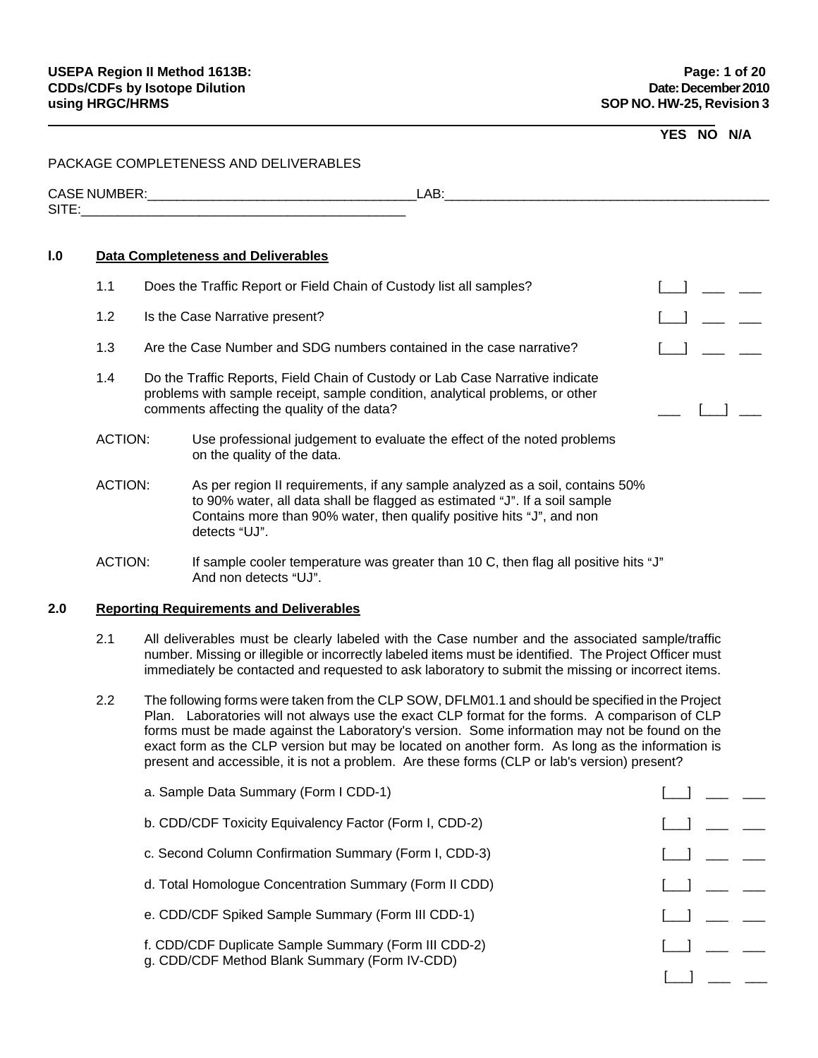YES NO N/A

PACKAGE COMPLETENESS AND DELIVERABLES

CASE NUMBER:___________________________________LAB:___________________________________________
SITE:___________________________________________

## I.0 Data Completeness and Deliverables

| | | YES | NO | N/A |
|---|---|---|---|---|
| 1.1 | Does the Traffic Report or Field Chain of Custody list all samples? | [___] | ___ | ___ |
| 1.2 | Is the Case Narrative present? | [___] | ___ | ___ |
| 1.3 | Are the Case Number and SDG numbers contained in the case narrative? | [___] | ___ | ___ |
| 1.4 | Do the Traffic Reports, Field Chain of Custody or Lab Case Narrative indicate problems with sample receipt, sample condition, analytical problems, or other comments affecting the quality of the data? | ___ | [___] | ___ |

ACTION: Use professional judgement to evaluate the effect of the noted problems on the quality of the data.

ACTION: As per region II requirements, if any sample analyzed as a soil, contains 50% to 90% water, all data shall be flagged as estimated "J". If a soil sample Contains more than 90% water, then qualify positive hits "J", and non detects "UJ".

ACTION: If sample cooler temperature was greater than 10 C, then flag all positive hits "J" And non detects "UJ".

## 2.0 Reporting Requirements and Deliverables

2.1 All deliverables must be clearly labeled with the Case number and the associated sample/traffic number. Missing or illegible or incorrectly labeled items must be identified. The Project Officer must immediately be contacted and requested to ask laboratory to submit the missing or incorrect items.

2.2 The following forms were taken from the CLP SOW, DFLM01.1 and should be specified in the Project Plan. Laboratories will not always use the exact CLP format for the forms. A comparison of CLP forms must be made against the Laboratory's version. Some information may not be found on the exact form as the CLP version but may be located on another form. As long as the information is present and accessible, it is not a problem. Are these forms (CLP or lab's version) present?

| | YES | NO | N/A |
|---|---|---|---|
| a. Sample Data Summary (Form I CDD-1) | [___] | ___ | ___ |
| b. CDD/CDF Toxicity Equivalency Factor (Form I, CDD-2) | [___] | ___ | ___ |
| c. Second Column Confirmation Summary (Form I, CDD-3) | [___] | ___ | ___ |
| d. Total Homologue Concentration Summary (Form II CDD) | [___] | ___ | ___ |
| e. CDD/CDF Spiked Sample Summary (Form III CDD-1) | [___] | ___ | ___ |
| f. CDD/CDF Duplicate Sample Summary (Form III CDD-2) | [___] | ___ | ___ |
| g. CDD/CDF Method Blank Summary (Form IV-CDD) | [___] | ___ | ___ |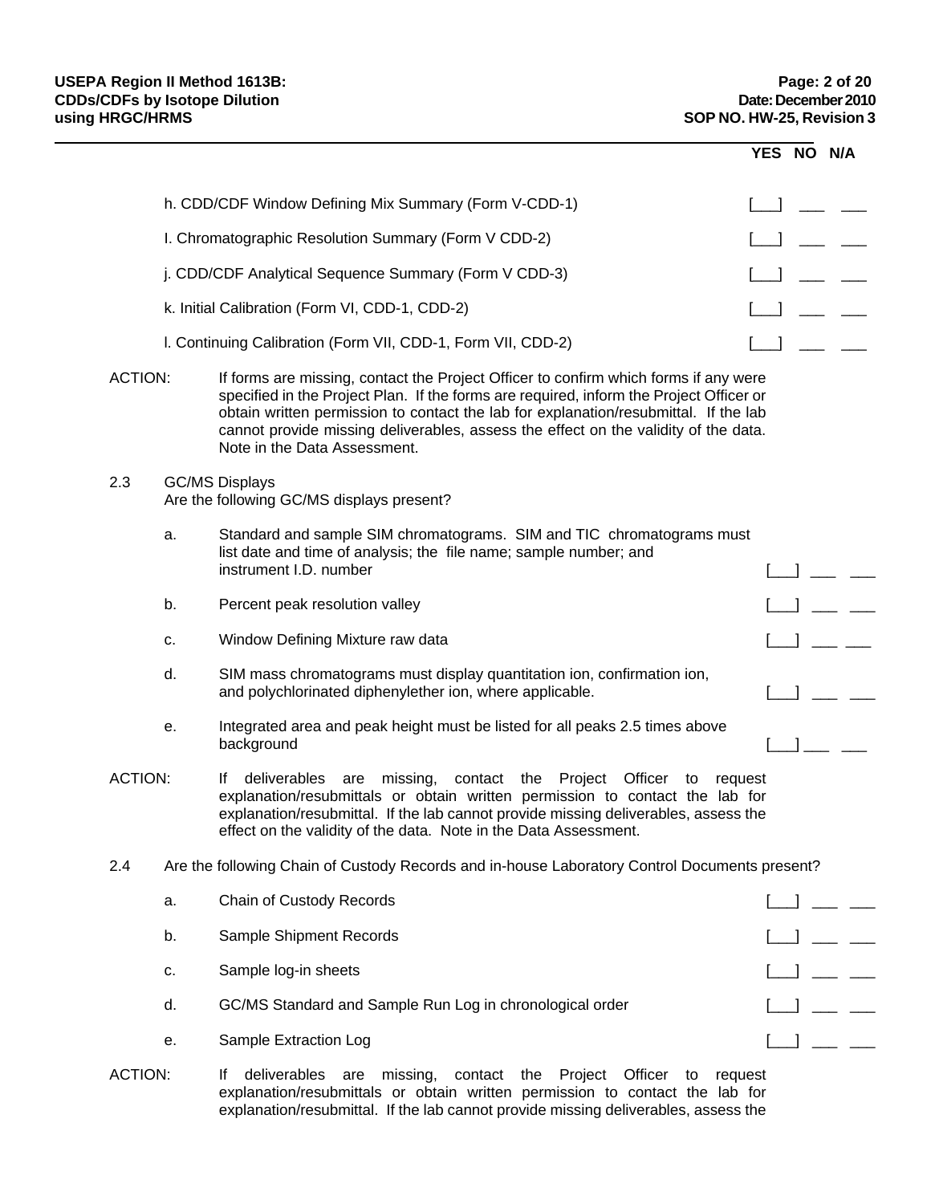| | YES | NO | N/A |
|---|---|---|---|
| h. CDD/CDF Window Defining Mix Summary (Form V-CDD-1) | [___] | ___ | ___ |
| I. Chromatographic Resolution Summary (Form V CDD-2) | [___] | ___ | ___ |
| j. CDD/CDF Analytical Sequence Summary (Form V CDD-3) | [___] | ___ | ___ |
| k. Initial Calibration (Form VI, CDD-1, CDD-2) | [___] | ___ | ___ |
| l. Continuing Calibration (Form VII, CDD-1, Form VII, CDD-2) | [___] | ___ | ___ |

ACTION: If forms are missing, contact the Project Officer to confirm which forms if any were specified in the Project Plan. If the forms are required, inform the Project Officer or obtain written permission to contact the lab for explanation/resubmittal. If the lab cannot provide missing deliverables, assess the effect on the validity of the data. Note in the Data Assessment.

2.3 GC/MS Displays
Are the following GC/MS displays present?

| | | YES | NO | N/A |
|---|---|---|---|---|
| a. | Standard and sample SIM chromatograms. SIM and TIC chromatograms must list date and time of analysis; the file name; sample number; and instrument I.D. number | [___] | ___ | ___ |
| b. | Percent peak resolution valley | [___] | ___ | ___ |
| c. | Window Defining Mixture raw data | [___] | ___ | ___ |
| d. | SIM mass chromatograms must display quantitation ion, confirmation ion, and polychlorinated diphenylether ion, where applicable. | [___] | ___ | ___ |
| e. | Integrated area and peak height must be listed for all peaks 2.5 times above background | [___] | ___ | ___ |

ACTION: If deliverables are missing, contact the Project Officer to request explanation/resubmittals or obtain written permission to contact the lab for explanation/resubmittal. If the lab cannot provide missing deliverables, assess the effect on the validity of the data. Note in the Data Assessment.

2.4 Are the following Chain of Custody Records and in-house Laboratory Control Documents present?

| | | YES | NO | N/A |
|---|---|---|---|---|
| a. | Chain of Custody Records | [___] | ___ | ___ |
| b. | Sample Shipment Records | [___] | ___ | ___ |
| c. | Sample log-in sheets | [___] | ___ | ___ |
| d. | GC/MS Standard and Sample Run Log in chronological order | [___] | ___ | ___ |
| e. | Sample Extraction Log | [___] | ___ | ___ |

ACTION: If deliverables are missing, contact the Project Officer to request explanation/resubmittals or obtain written permission to contact the lab for explanation/resubmittal. If the lab cannot provide missing deliverables, assess the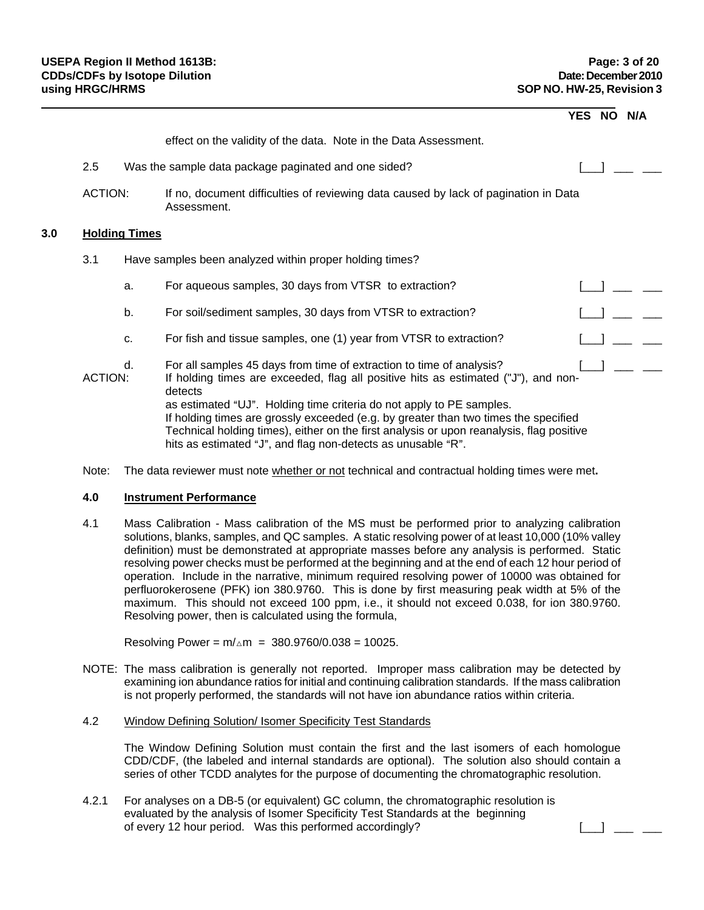YES NO N/A

effect on the validity of the data. Note in the Data Assessment.

2.5 Was the sample data package paginated and one sided? [___] ___ ___

ACTION: If no, document difficulties of reviewing data caused by lack of pagination in Data Assessment.

## 3.0 Holding Times

3.1 Have samples been analyzed within proper holding times?

a. For aqueous samples, 30 days from VTSR to extraction? [___] ___ ___

b. For soil/sediment samples, 30 days from VTSR to extraction? [___] ___ ___

c. For fish and tissue samples, one (1) year from VTSR to extraction? [___] ___ ___

d. For all samples 45 days from time of extraction to time of analysis? [___] ___ ___

ACTION: If holding times are exceeded, flag all positive hits as estimated ("J"), and non-detects as estimated "UJ". Holding time criteria do not apply to PE samples. If holding times are grossly exceeded (e.g. by greater than two times the specified Technical holding times), either on the first analysis or upon reanalysis, flag positive hits as estimated "J", and flag non-detects as unusable "R".

Note: The data reviewer must note whether or not technical and contractual holding times were met**.**

## 4.0 Instrument Performance

4.1 Mass Calibration - Mass calibration of the MS must be performed prior to analyzing calibration solutions, blanks, samples, and QC samples. A static resolving power of at least 10,000 (10% valley definition) must be demonstrated at appropriate masses before any analysis is performed. Static resolving power checks must be performed at the beginning and at the end of each 12 hour period of operation. Include in the narrative, minimum required resolving power of 10000 was obtained for perfluorokerosene (PFK) ion 380.9760. This is done by first measuring peak width at 5% of the maximum. This should not exceed 100 ppm, i.e., it should not exceed 0.038, for ion 380.9760. Resolving power, then is calculated using the formula,

$$\text{Resolving Power} = m/\Delta m = 380.9760/0.038 = 10025.$$

NOTE: The mass calibration is generally not reported. Improper mass calibration may be detected by examining ion abundance ratios for initial and continuing calibration standards. If the mass calibration is not properly performed, the standards will not have ion abundance ratios within criteria.

4.2 Window Defining Solution/ Isomer Specificity Test Standards

The Window Defining Solution must contain the first and the last isomers of each homologue CDD/CDF, (the labeled and internal standards are optional). The solution also should contain a series of other TCDD analytes for the purpose of documenting the chromatographic resolution.

4.2.1 For analyses on a DB-5 (or equivalent) GC column, the chromatographic resolution is evaluated by the analysis of Isomer Specificity Test Standards at the beginning of every 12 hour period. Was this performed accordingly? [___] ___ ___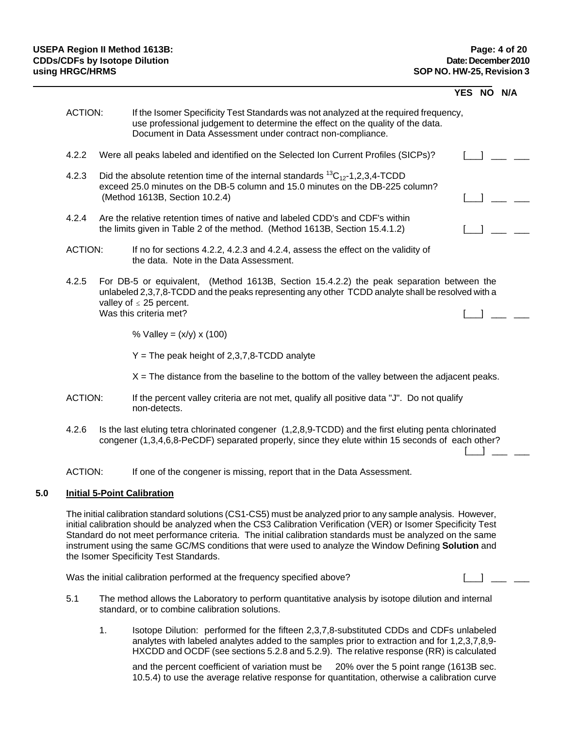YES NO N/A

ACTION: If the Isomer Specificity Test Standards was not analyzed at the required frequency, use professional judgement to determine the effect on the quality of the data. Document in Data Assessment under contract non-compliance.

4.2.2 Were all peaks labeled and identified on the Selected Ion Current Profiles (SICPs)? [__] ___ ___

4.2.3 Did the absolute retention time of the internal standards $^{13}C_{12}$-1,2,3,4-TCDD exceed 25.0 minutes on the DB-5 column and 15.0 minutes on the DB-225 column? (Method 1613B, Section 10.2.4) [__] ___ ___

4.2.4 Are the relative retention times of native and labeled CDD's and CDF's within the limits given in Table 2 of the method. (Method 1613B, Section 15.4.1.2) [__] ___ ___

ACTION: If no for sections 4.2.2, 4.2.3 and 4.2.4, assess the effect on the validity of the data. Note in the Data Assessment.

4.2.5 For DB-5 or equivalent, (Method 1613B, Section 15.4.2.2) the peak separation between the unlabeled 2,3,7,8-TCDD and the peaks representing any other TCDD analyte shall be resolved with a valley of $\leq$ 25 percent.
Was this criteria met? [__] ___ ___

% Valley = (x/y) x (100)

Y = The peak height of 2,3,7,8-TCDD analyte

X = The distance from the baseline to the bottom of the valley between the adjacent peaks.

ACTION: If the percent valley criteria are not met, qualify all positive data "J". Do not qualify non-detects.

4.2.6 Is the last eluting tetra chlorinated congener (1,2,8,9-TCDD) and the first eluting penta chlorinated congener (1,3,4,6,8-PeCDF) separated properly, since they elute within 15 seconds of each other? [__] ___ ___

ACTION: If one of the congener is missing, report that in the Data Assessment.

## 5.0 Initial 5-Point Calibration

The initial calibration standard solutions (CS1-CS5) must be analyzed prior to any sample analysis. However, initial calibration should be analyzed when the CS3 Calibration Verification (VER) or Isomer Specificity Test Standard do not meet performance criteria. The initial calibration standards must be analyzed on the same instrument using the same GC/MS conditions that were used to analyze the Window Defining **Solution** and the Isomer Specificity Test Standards.

Was the initial calibration performed at the frequency specified above? [__] ___ ___

5.1 The method allows the Laboratory to perform quantitative analysis by isotope dilution and internal standard, or to combine calibration solutions.

1. Isotope Dilution: performed for the fifteen 2,3,7,8-substituted CDDs and CDFs unlabeled analytes with labeled analytes added to the samples prior to extraction and for 1,2,3,7,8,9-HXCDD and OCDF (see sections 5.2.8 and 5.2.9). The relative response (RR) is calculated

   and the percent coefficient of variation must be 20% over the 5 point range (1613B sec. 10.5.4) to use the average relative response for quantitation, otherwise a calibration curve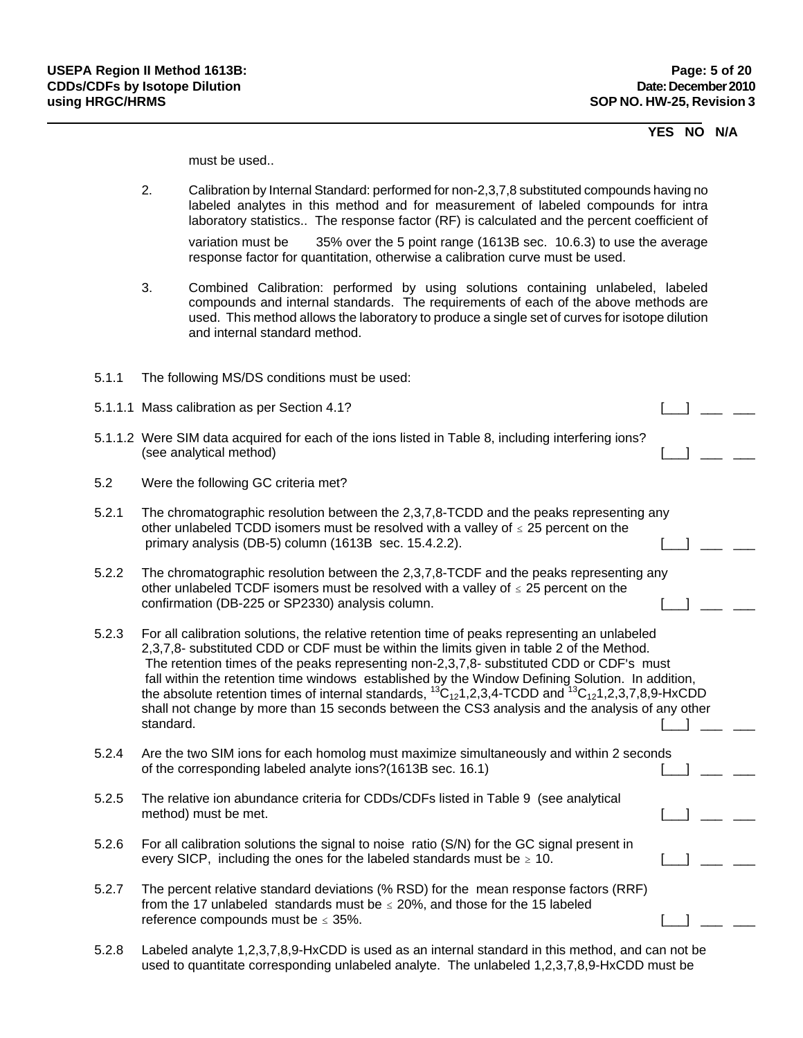YES NO N/A

must be used..

2. Calibration by Internal Standard: performed for non-2,3,7,8 substituted compounds having no labeled analytes in this method and for measurement of labeled compounds for intra laboratory statistics.. The response factor (RF) is calculated and the percent coefficient of variation must be 35% over the 5 point range (1613B sec. 10.6.3) to use the average response factor for quantitation, otherwise a calibration curve must be used.

3. Combined Calibration: performed by using solutions containing unlabeled, labeled compounds and internal standards. The requirements of each of the above methods are used. This method allows the laboratory to produce a single set of curves for isotope dilution and internal standard method.

5.1.1 The following MS/DS conditions must be used:

5.1.1.1 Mass calibration as per Section 4.1? [___] ___ ___

5.1.1.2 Were SIM data acquired for each of the ions listed in Table 8, including interfering ions? (see analytical method) [___] ___ ___

5.2 Were the following GC criteria met?

5.2.1 The chromatographic resolution between the 2,3,7,8-TCDD and the peaks representing any other unlabeled TCDD isomers must be resolved with a valley of ≤ 25 percent on the primary analysis (DB-5) column (1613B sec. 15.4.2.2). [___] ___ ___

5.2.2 The chromatographic resolution between the 2,3,7,8-TCDF and the peaks representing any other unlabeled TCDF isomers must be resolved with a valley of ≤ 25 percent on the confirmation (DB-225 or SP2330) analysis column. [___] ___ ___

5.2.3 For all calibration solutions, the relative retention time of peaks representing an unlabeled 2,3,7,8- substituted CDD or CDF must be within the limits given in table 2 of the Method. The retention times of the peaks representing non-2,3,7,8- substituted CDD or CDF's must fall within the retention time windows established by the Window Defining Solution. In addition, the absolute retention times of internal standards, $^{13}C_{12}$1,2,3,4-TCDD and $^{13}C_{12}$1,2,3,7,8,9-HxCDD shall not change by more than 15 seconds between the CS3 analysis and the analysis of any other standard. [___] ___ ___

5.2.4 Are the two SIM ions for each homolog must maximize simultaneously and within 2 seconds of the corresponding labeled analyte ions?(1613B sec. 16.1) [___] ___ ___

5.2.5 The relative ion abundance criteria for CDDs/CDFs listed in Table 9 (see analytical method) must be met. [___] ___ ___

5.2.6 For all calibration solutions the signal to noise ratio (S/N) for the GC signal present in every SICP, including the ones for the labeled standards must be ≥ 10. [___] ___ ___

5.2.7 The percent relative standard deviations (% RSD) for the mean response factors (RRF) from the 17 unlabeled standards must be ≤ 20%, and those for the 15 labeled reference compounds must be ≤ 35%. [___] ___ ___

5.2.8 Labeled analyte 1,2,3,7,8,9-HxCDD is used as an internal standard in this method, and can not be used to quantitate corresponding unlabeled analyte. The unlabeled 1,2,3,7,8,9-HxCDD must be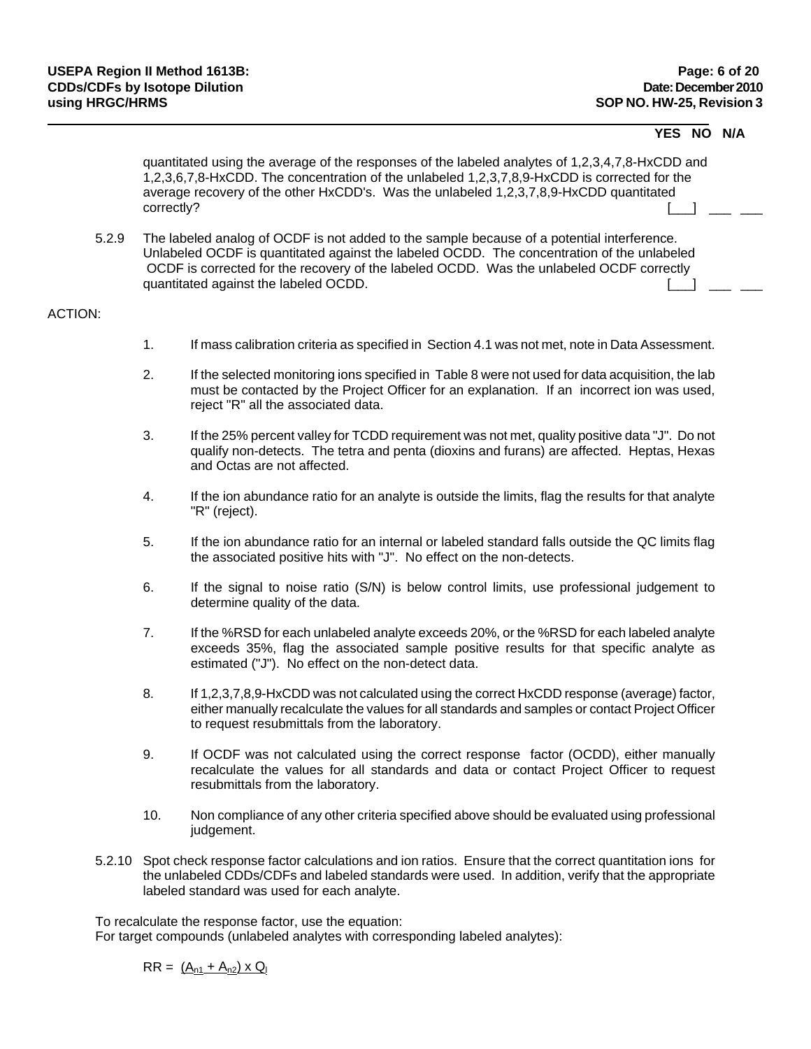YES NO N/A

quantitated using the average of the responses of the labeled analytes of 1,2,3,4,7,8-HxCDD and 1,2,3,6,7,8-HxCDD. The concentration of the unlabeled 1,2,3,7,8,9-HxCDD is corrected for the average recovery of the other HxCDD's. Was the unlabeled 1,2,3,7,8,9-HxCDD quantitated correctly? [___] ___ ___

5.2.9 The labeled analog of OCDF is not added to the sample because of a potential interference. Unlabeled OCDF is quantitated against the labeled OCDD. The concentration of the unlabeled OCDF is corrected for the recovery of the labeled OCDD. Was the unlabeled OCDF correctly quantitated against the labeled OCDD. [___] ___ ___

ACTION:

1. If mass calibration criteria as specified in Section 4.1 was not met, note in Data Assessment.

2. If the selected monitoring ions specified in Table 8 were not used for data acquisition, the lab must be contacted by the Project Officer for an explanation. If an incorrect ion was used, reject "R" all the associated data.

3. If the 25% percent valley for TCDD requirement was not met, quality positive data "J". Do not qualify non-detects. The tetra and penta (dioxins and furans) are affected. Heptas, Hexas and Octas are not affected.

4. If the ion abundance ratio for an analyte is outside the limits, flag the results for that analyte "R" (reject).

5. If the ion abundance ratio for an internal or labeled standard falls outside the QC limits flag the associated positive hits with "J". No effect on the non-detects.

6. If the signal to noise ratio (S/N) is below control limits, use professional judgement to determine quality of the data.

7. If the %RSD for each unlabeled analyte exceeds 20%, or the %RSD for each labeled analyte exceeds 35%, flag the associated sample positive results for that specific analyte as estimated ("J"). No effect on the non-detect data.

8. If 1,2,3,7,8,9-HxCDD was not calculated using the correct HxCDD response (average) factor, either manually recalculate the values for all standards and samples or contact Project Officer to request resubmittals from the laboratory.

9. If OCDF was not calculated using the correct response factor (OCDD), either manually recalculate the values for all standards and data or contact Project Officer to request resubmittals from the laboratory.

10. Non compliance of any other criteria specified above should be evaluated using professional judgement.

5.2.10 Spot check response factor calculations and ion ratios. Ensure that the correct quantitation ions for the unlabeled CDDs/CDFs and labeled standards were used. In addition, verify that the appropriate labeled standard was used for each analyte.

To recalculate the response factor, use the equation:
For target compounds (unlabeled analytes with corresponding labeled analytes):

$RR = \underline{(A_{n1} + A_{n2}) \times Q_l}$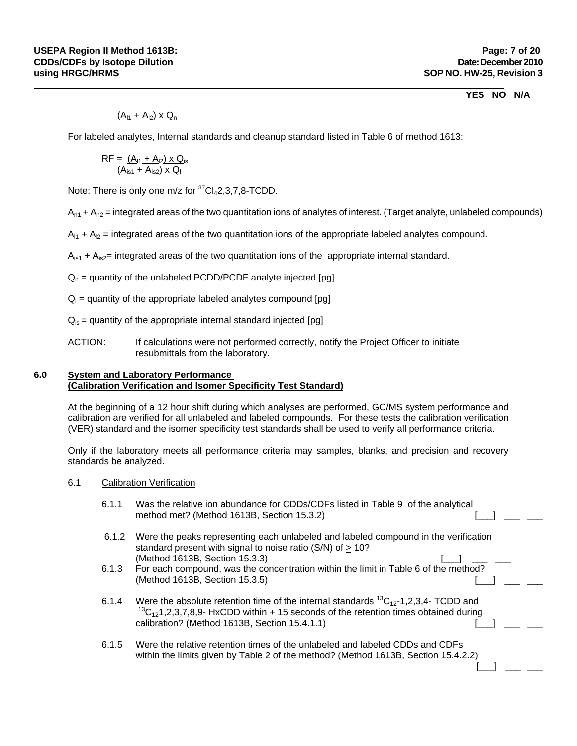YES NO N/A

$$(A_{l1} + A_{l2}) \times Q_n$$

For labeled analytes, Internal standards and cleanup standard listed in Table 6 of method 1613:

$$RF = \frac{(A_{l1} + A_{l2}) \times Q_{is}}{(A_{is1} + A_{is2}) \times Q_l}$$

Note: There is only one m/z for $^{37}Cl_4$2,3,7,8-TCDD.

$A_{n1} + A_{n2}$ = integrated areas of the two quantitation ions of analytes of interest. (Target analyte, unlabeled compounds)

$A_{l1} + A_{l2}$ = integrated areas of the two quantitation ions of the appropriate labeled analytes compound.

$A_{is1} + A_{is2}$= integrated areas of the two quantitation ions of the appropriate internal standard.

$Q_n$ = quantity of the unlabeled PCDD/PCDF analyte injected [pg]

$Q_l$ = quantity of the appropriate labeled analytes compound [pg]

$Q_{is}$ = quantity of the appropriate internal standard injected [pg]

ACTION: If calculations were not performed correctly, notify the Project Officer to initiate resubmittals from the laboratory.

## 6.0 System and Laboratory Performance (Calibration Verification and Isomer Specificity Test Standard)

At the beginning of a 12 hour shift during which analyses are performed, GC/MS system performance and calibration are verified for all unlabeled and labeled compounds. For these tests the calibration verification (VER) standard and the isomer specificity test standards shall be used to verify all performance criteria.

Only if the laboratory meets all performance criteria may samples, blanks, and precision and recovery standards be analyzed.

### 6.1 Calibration Verification

6.1.1 Was the relative ion abundance for CDDs/CDFs listed in Table 9 of the analytical method met? (Method 1613B, Section 15.3.2) [___] ___ ___

6.1.2 Were the peaks representing each unlabeled and labeled compound in the verification standard present with signal to noise ratio (S/N) of $\geq$ 10? (Method 1613B, Section 15.3.3) [___] ___ ___

6.1.3 For each compound, was the concentration within the limit in Table 6 of the method? (Method 1613B, Section 15.3.5) [___] ___ ___

6.1.4 Were the absolute retention time of the internal standards $^{13}C_{12}$-1,2,3,4- TCDD and $^{13}C_{12}$1,2,3,7,8,9- HxCDD within $\pm$ 15 seconds of the retention times obtained during calibration? (Method 1613B, Section 15.4.1.1) [___] ___ ___

6.1.5 Were the relative retention times of the unlabeled and labeled CDDs and CDFs within the limits given by Table 2 of the method? (Method 1613B, Section 15.4.2.2) [___] ___ ___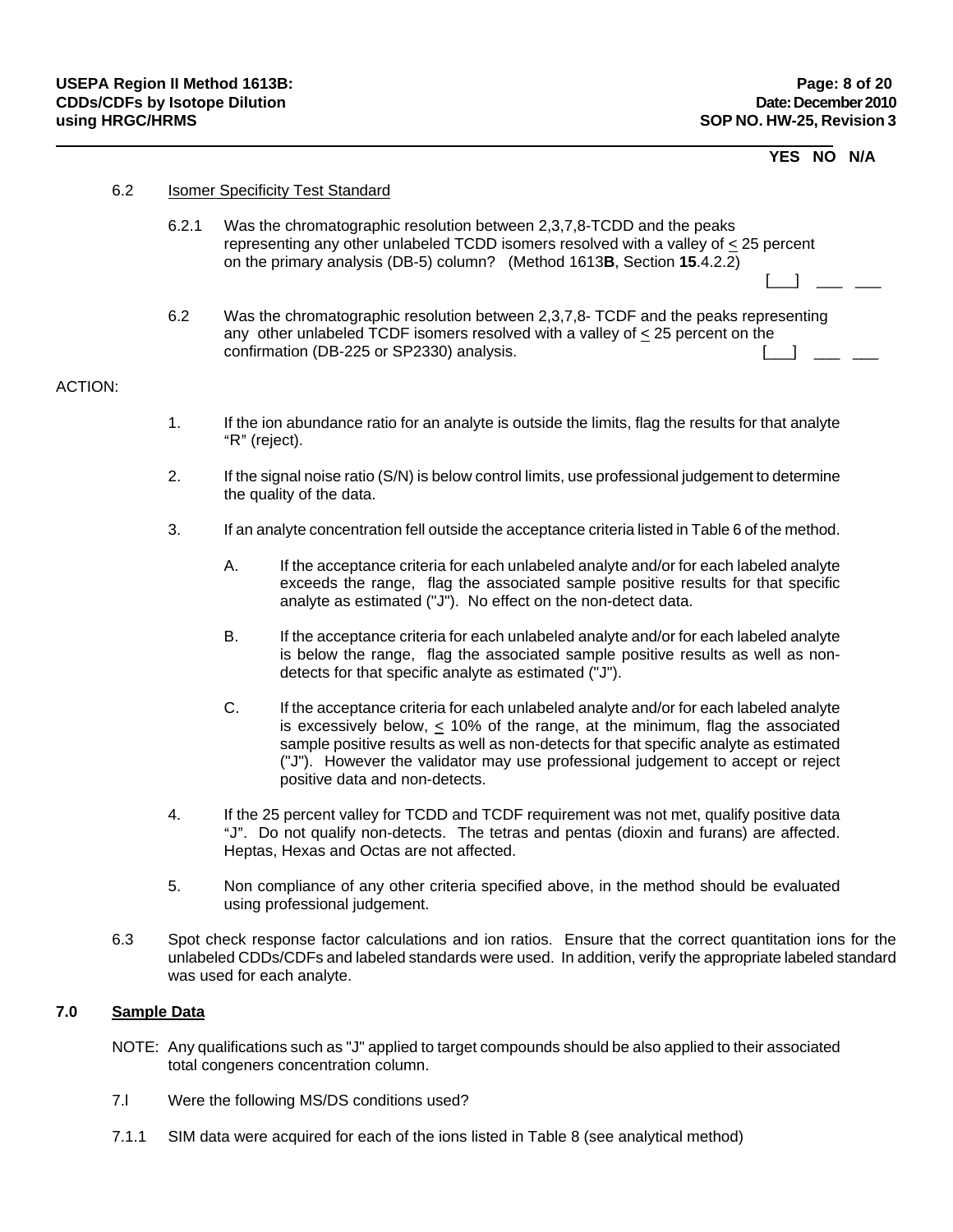YES NO N/A

6.2 Isomer Specificity Test Standard

6.2.1 Was the chromatographic resolution between 2,3,7,8-TCDD and the peaks representing any other unlabeled TCDD isomers resolved with a valley of ≤ 25 percent on the primary analysis (DB-5) column? (Method 1613**B**, Section **15**.4.2.2) [___] ___ ___

6.2 Was the chromatographic resolution between 2,3,7,8- TCDF and the peaks representing any other unlabeled TCDF isomers resolved with a valley of ≤ 25 percent on the confirmation (DB-225 or SP2330) analysis. [___] ___ ___

ACTION:

1. If the ion abundance ratio for an analyte is outside the limits, flag the results for that analyte "R" (reject).

2. If the signal noise ratio (S/N) is below control limits, use professional judgement to determine the quality of the data.

3. If an analyte concentration fell outside the acceptance criteria listed in Table 6 of the method.

   A. If the acceptance criteria for each unlabeled analyte and/or for each labeled analyte exceeds the range, flag the associated sample positive results for that specific analyte as estimated ("J"). No effect on the non-detect data.

   B. If the acceptance criteria for each unlabeled analyte and/or for each labeled analyte is below the range, flag the associated sample positive results as well as non-detects for that specific analyte as estimated ("J").

   C. If the acceptance criteria for each unlabeled analyte and/or for each labeled analyte is excessively below, ≤ 10% of the range, at the minimum, flag the associated sample positive results as well as non-detects for that specific analyte as estimated ("J"). However the validator may use professional judgement to accept or reject positive data and non-detects.

4. If the 25 percent valley for TCDD and TCDF requirement was not met, qualify positive data "J". Do not qualify non-detects. The tetras and pentas (dioxin and furans) are affected. Heptas, Hexas and Octas are not affected.

5. Non compliance of any other criteria specified above, in the method should be evaluated using professional judgement.

6.3 Spot check response factor calculations and ion ratios. Ensure that the correct quantitation ions for the unlabeled CDDs/CDFs and labeled standards were used. In addition, verify the appropriate labeled standard was used for each analyte.

## 7.0 Sample Data

NOTE: Any qualifications such as "J" applied to target compounds should be also applied to their associated total congeners concentration column.

7.l Were the following MS/DS conditions used?

7.1.1 SIM data were acquired for each of the ions listed in Table 8 (see analytical method)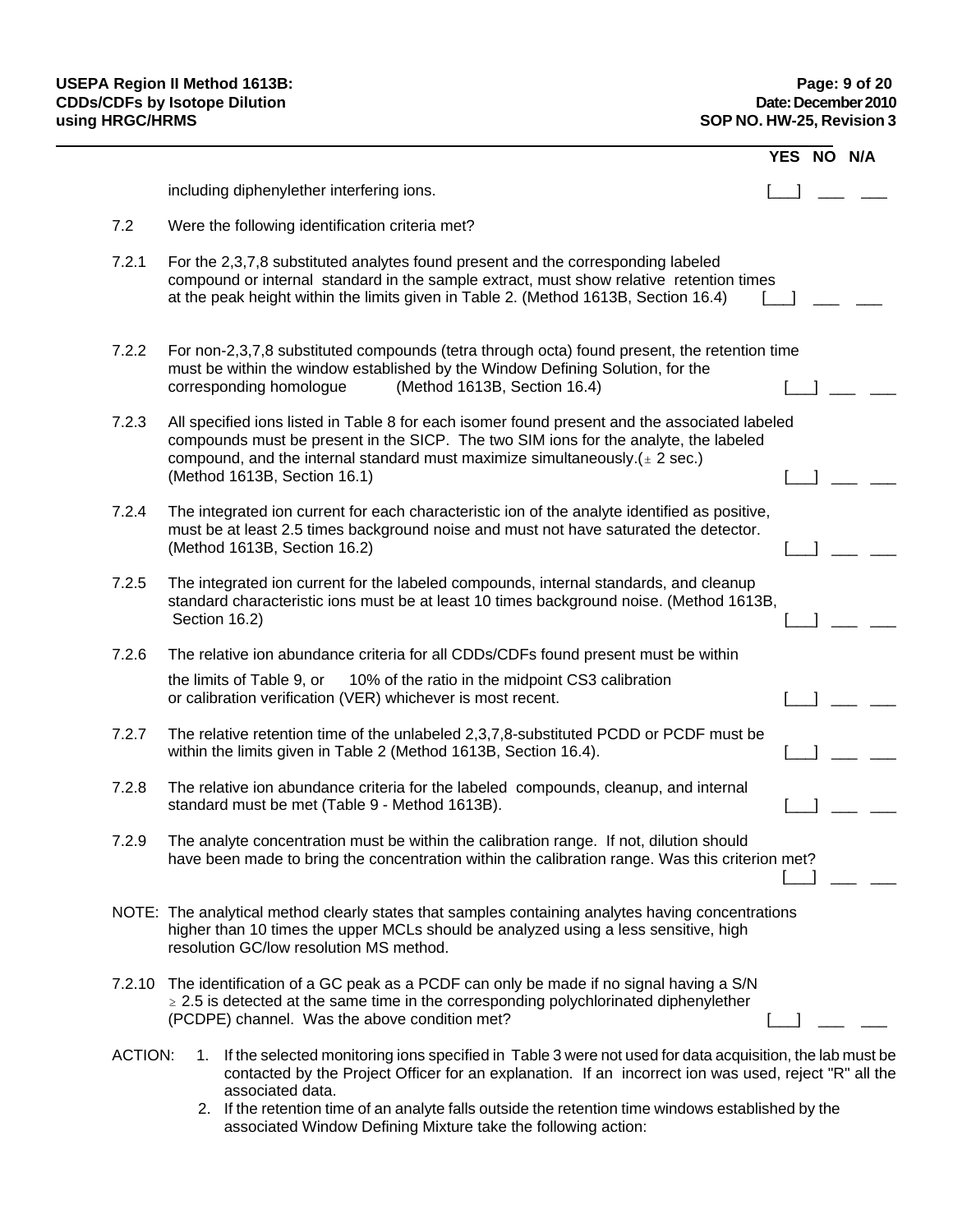| | | YES | NO | N/A |
|---|---|---|---|---|
| | including diphenylether interfering ions. | [___] | ___ | ___ |
| 7.2 | Were the following identification criteria met? | | | |
| 7.2.1 | For the 2,3,7,8 substituted analytes found present and the corresponding labeled compound or internal standard in the sample extract, must show relative retention times at the peak height within the limits given in Table 2. (Method 1613B, Section 16.4) | [___] | ___ | ___ |
| 7.2.2 | For non-2,3,7,8 substituted compounds (tetra through octa) found present, the retention time must be within the window established by the Window Defining Solution, for the corresponding homologue (Method 1613B, Section 16.4) | [___] | ___ | ___ |
| 7.2.3 | All specified ions listed in Table 8 for each isomer found present and the associated labeled compounds must be present in the SICP. The two SIM ions for the analyte, the labeled compound, and the internal standard must maximize simultaneously.($\pm$ 2 sec.) (Method 1613B, Section 16.1) | [___] | ___ | ___ |
| 7.2.4 | The integrated ion current for each characteristic ion of the analyte identified as positive, must be at least 2.5 times background noise and must not have saturated the detector. (Method 1613B, Section 16.2) | [___] | ___ | ___ |
| 7.2.5 | The integrated ion current for the labeled compounds, internal standards, and cleanup standard characteristic ions must be at least 10 times background noise. (Method 1613B, Section 16.2) | [___] | ___ | ___ |
| 7.2.6 | The relative ion abundance criteria for all CDDs/CDFs found present must be within the limits of Table 9, or 10% of the ratio in the midpoint CS3 calibration or calibration verification (VER) whichever is most recent. | [___] | ___ | ___ |
| 7.2.7 | The relative retention time of the unlabeled 2,3,7,8-substituted PCDD or PCDF must be within the limits given in Table 2 (Method 1613B, Section 16.4). | [___] | ___ | ___ |
| 7.2.8 | The relative ion abundance criteria for the labeled compounds, cleanup, and internal standard must be met (Table 9 - Method 1613B). | [___] | ___ | ___ |
| 7.2.9 | The analyte concentration must be within the calibration range. If not, dilution should have been made to bring the concentration within the calibration range. Was this criterion met? | [___] | ___ | ___ |

NOTE: The analytical method clearly states that samples containing analytes having concentrations higher than 10 times the upper MCLs should be analyzed using a less sensitive, high resolution GC/low resolution MS method.

| | | YES | NO | N/A |
|---|---|---|---|---|
| 7.2.10 | The identification of a GC peak as a PCDF can only be made if no signal having a S/N $\geq$ 2.5 is detected at the same time in the corresponding polychlorinated diphenylether (PCDPE) channel. Was the above condition met? | [___] | ___ | ___ |

ACTION:

1. If the selected monitoring ions specified in Table 3 were not used for data acquisition, the lab must be contacted by the Project Officer for an explanation. If an incorrect ion was used, reject "R" all the associated data.
2. If the retention time of an analyte falls outside the retention time windows established by the associated Window Defining Mixture take the following action: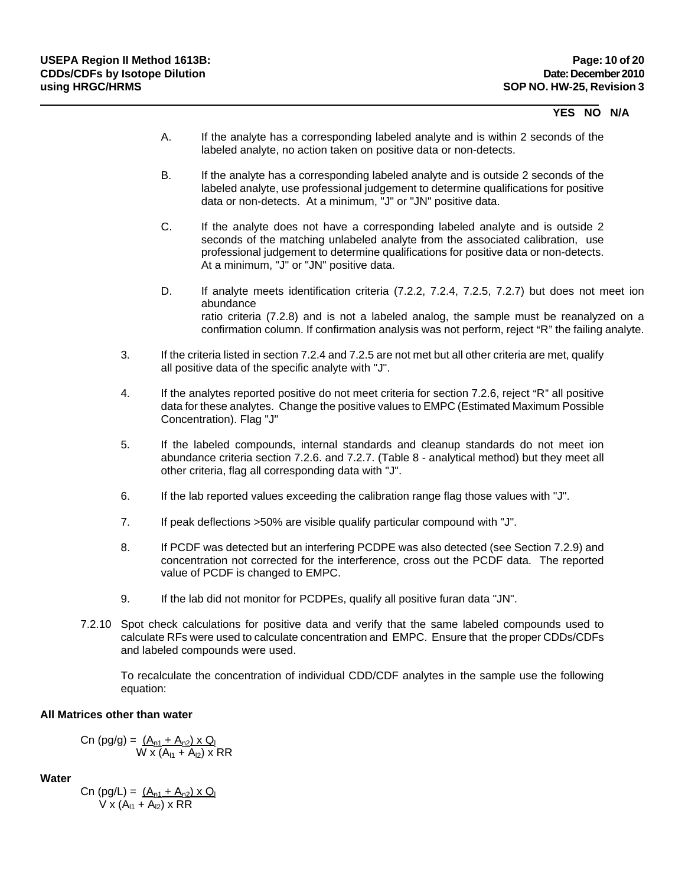YES NO N/A

A. If the analyte has a corresponding labeled analyte and is within 2 seconds of the labeled analyte, no action taken on positive data or non-detects.

B. If the analyte has a corresponding labeled analyte and is outside 2 seconds of the labeled analyte, use professional judgement to determine qualifications for positive data or non-detects. At a minimum, "J" or "JN" positive data.

C. If the analyte does not have a corresponding labeled analyte and is outside 2 seconds of the matching unlabeled analyte from the associated calibration, use professional judgement to determine qualifications for positive data or non-detects. At a minimum, "J" or "JN" positive data.

D. If analyte meets identification criteria (7.2.2, 7.2.4, 7.2.5, 7.2.7) but does not meet ion abundance ratio criteria (7.2.8) and is not a labeled analog, the sample must be reanalyzed on a confirmation column. If confirmation analysis was not perform, reject "R" the failing analyte.

3. If the criteria listed in section 7.2.4 and 7.2.5 are not met but all other criteria are met, qualify all positive data of the specific analyte with "J".

4. If the analytes reported positive do not meet criteria for section 7.2.6, reject "R" all positive data for these analytes. Change the positive values to EMPC (Estimated Maximum Possible Concentration). Flag "J"

5. If the labeled compounds, internal standards and cleanup standards do not meet ion abundance criteria section 7.2.6. and 7.2.7. (Table 8 - analytical method) but they meet all other criteria, flag all corresponding data with "J".

6. If the lab reported values exceeding the calibration range flag those values with "J".

7. If peak deflections >50% are visible qualify particular compound with "J".

8. If PCDF was detected but an interfering PCDPE was also detected (see Section 7.2.9) and concentration not corrected for the interference, cross out the PCDF data. The reported value of PCDF is changed to EMPC.

9. If the lab did not monitor for PCDPEs, qualify all positive furan data "JN".

7.2.10 Spot check calculations for positive data and verify that the same labeled compounds used to calculate RFs were used to calculate concentration and EMPC. Ensure that the proper CDDs/CDFs and labeled compounds were used.

To recalculate the concentration of individual CDD/CDF analytes in the sample use the following equation:

**All Matrices other than water**

$$C_n \text{ (pg/g)} = \frac{(A_{n1} + A_{n2}) \times Q_l}{W \times (A_{l1} + A_{l2}) \times RR}$$

**Water**

$$C_n \text{ (pg/L)} = \frac{(A_{n1} + A_{n2}) \times Q_l}{V \times (A_{l1} + A_{l2}) \times RR}$$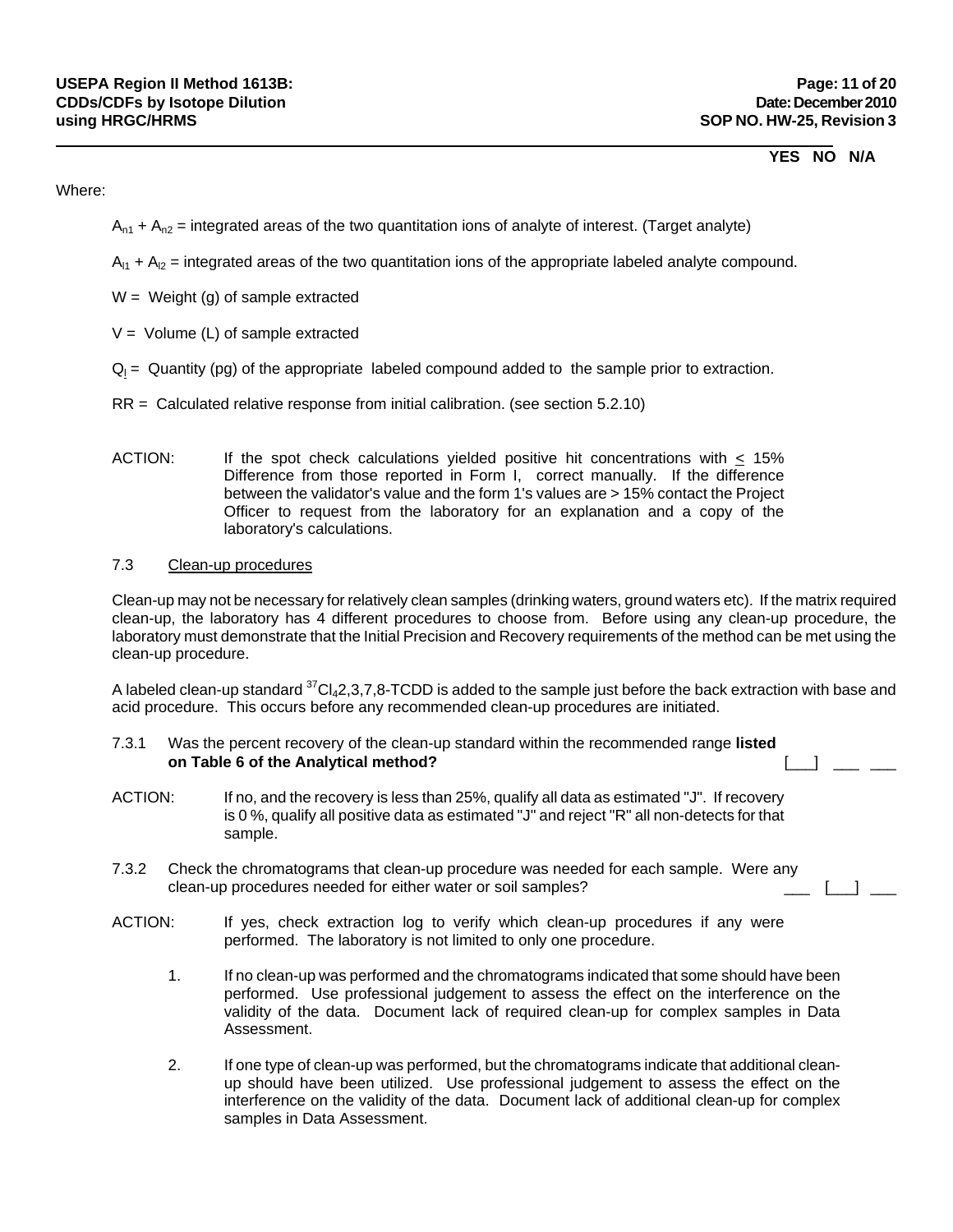**YES NO N/A**

Where:

$A_{n1} + A_{n2}$ = integrated areas of the two quantitation ions of analyte of interest. (Target analyte)

$A_{l1} + A_{l2}$ = integrated areas of the two quantitation ions of the appropriate labeled analyte compound.

W = Weight (g) of sample extracted

V = Volume (L) of sample extracted

$Q_l$ = Quantity (pg) of the appropriate labeled compound added to the sample prior to extraction.

RR = Calculated relative response from initial calibration. (see section 5.2.10)

ACTION: If the spot check calculations yielded positive hit concentrations with $\leq$ 15% Difference from those reported in Form I, correct manually. If the difference between the validator's value and the form 1's values are > 15% contact the Project Officer to request from the laboratory for an explanation and a copy of the laboratory's calculations.

7.3 Clean-up procedures

Clean-up may not be necessary for relatively clean samples (drinking waters, ground waters etc). If the matrix required clean-up, the laboratory has 4 different procedures to choose from. Before using any clean-up procedure, the laboratory must demonstrate that the Initial Precision and Recovery requirements of the method can be met using the clean-up procedure.

A labeled clean-up standard $^{37}Cl_4$2,3,7,8-TCDD is added to the sample just before the back extraction with base and acid procedure. This occurs before any recommended clean-up procedures are initiated.

7.3.1 Was the percent recovery of the clean-up standard within the recommended range **listed on Table 6 of the Analytical method?** [___] ___ ___

ACTION: If no, and the recovery is less than 25%, qualify all data as estimated "J". If recovery is 0 %, qualify all positive data as estimated "J" and reject "R" all non-detects for that sample.

7.3.2 Check the chromatograms that clean-up procedure was needed for each sample. Were any clean-up procedures needed for either water or soil samples? ___ [___] ___

ACTION: If yes, check extraction log to verify which clean-up procedures if any were performed. The laboratory is not limited to only one procedure.

1. If no clean-up was performed and the chromatograms indicated that some should have been performed. Use professional judgement to assess the effect on the interference on the validity of the data. Document lack of required clean-up for complex samples in Data Assessment.

2. If one type of clean-up was performed, but the chromatograms indicate that additional clean-up should have been utilized. Use professional judgement to assess the effect on the interference on the validity of the data. Document lack of additional clean-up for complex samples in Data Assessment.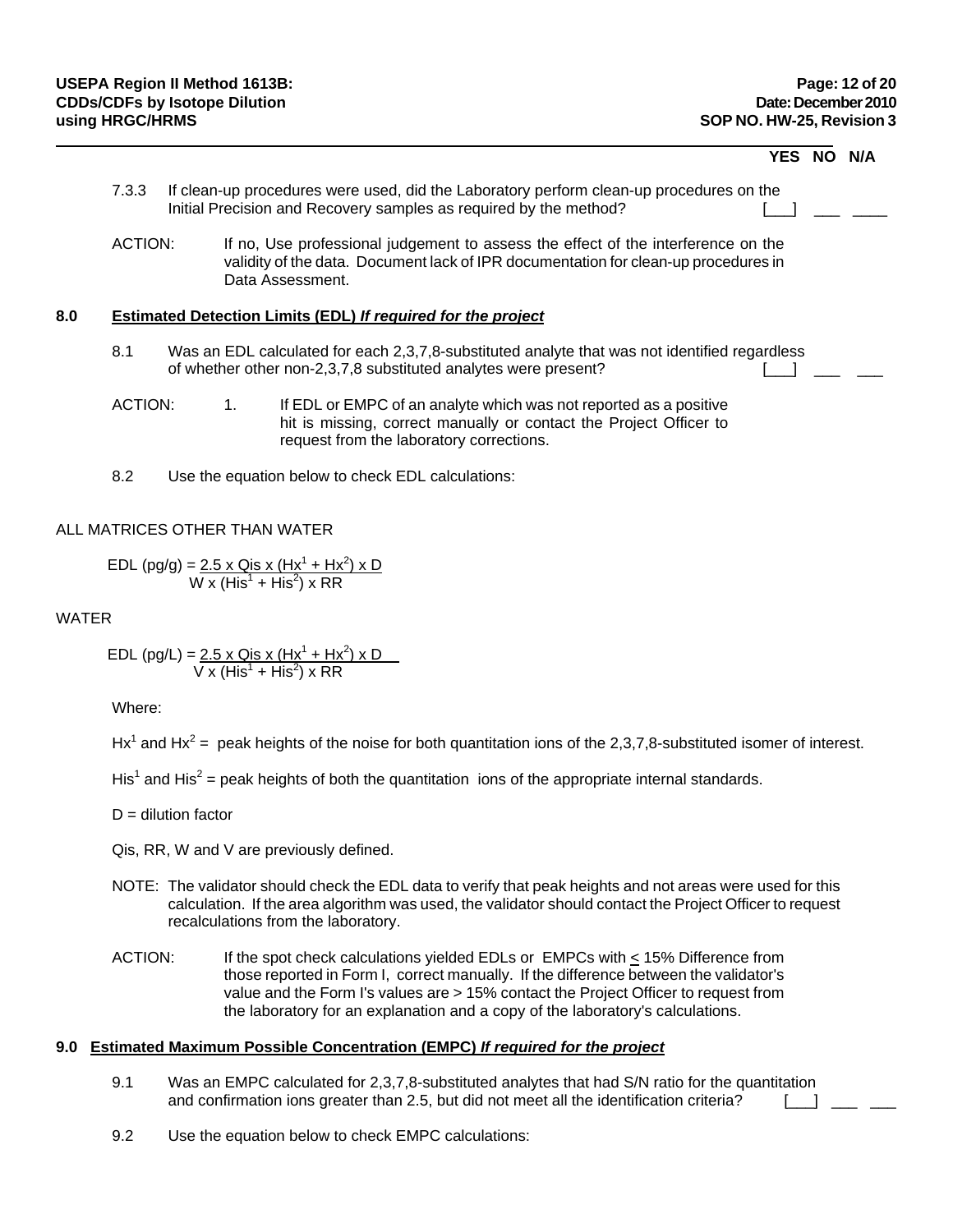YES NO N/A

7.3.3 If clean-up procedures were used, did the Laboratory perform clean-up procedures on the Initial Precision and Recovery samples as required by the method? [___] ___ ____

ACTION: If no, Use professional judgement to assess the effect of the interference on the validity of the data. Document lack of IPR documentation for clean-up procedures in Data Assessment.

## 8.0 Estimated Detection Limits (EDL) *If required for the project*

8.1 Was an EDL calculated for each 2,3,7,8-substituted analyte that was not identified regardless of whether other non-2,3,7,8 substituted analytes were present? [___] ___ ___

ACTION: 1. If EDL or EMPC of an analyte which was not reported as a positive hit is missing, correct manually or contact the Project Officer to request from the laboratory corrections.

8.2 Use the equation below to check EDL calculations:

ALL MATRICES OTHER THAN WATER

$$\text{EDL (pg/g)} = \frac{2.5 \times Qis \times (Hx^1 + Hx^2) \times D}{W \times (His^1 + His^2) \times RR}$$

WATER

$$\text{EDL (pg/L)} = \frac{2.5 \times Qis \times (Hx^1 + Hx^2) \times D}{V \times (His^1 + His^2) \times RR}$$

Where:

$Hx^1$ and $Hx^2$ = peak heights of the noise for both quantitation ions of the 2,3,7,8-substituted isomer of interest.

$His^1$ and $His^2$ = peak heights of both the quantitation ions of the appropriate internal standards.

D = dilution factor

Qis, RR, W and V are previously defined.

NOTE: The validator should check the EDL data to verify that peak heights and not areas were used for this calculation. If the area algorithm was used, the validator should contact the Project Officer to request recalculations from the laboratory.

ACTION: If the spot check calculations yielded EDLs or EMPCs with $\leq$ 15% Difference from those reported in Form I, correct manually. If the difference between the validator's value and the Form I's values are > 15% contact the Project Officer to request from the laboratory for an explanation and a copy of the laboratory's calculations.

## 9.0 Estimated Maximum Possible Concentration (EMPC) *If required for the project*

9.1 Was an EMPC calculated for 2,3,7,8-substituted analytes that had S/N ratio for the quantitation and confirmation ions greater than 2.5, but did not meet all the identification criteria? [___] ___ ___

9.2 Use the equation below to check EMPC calculations: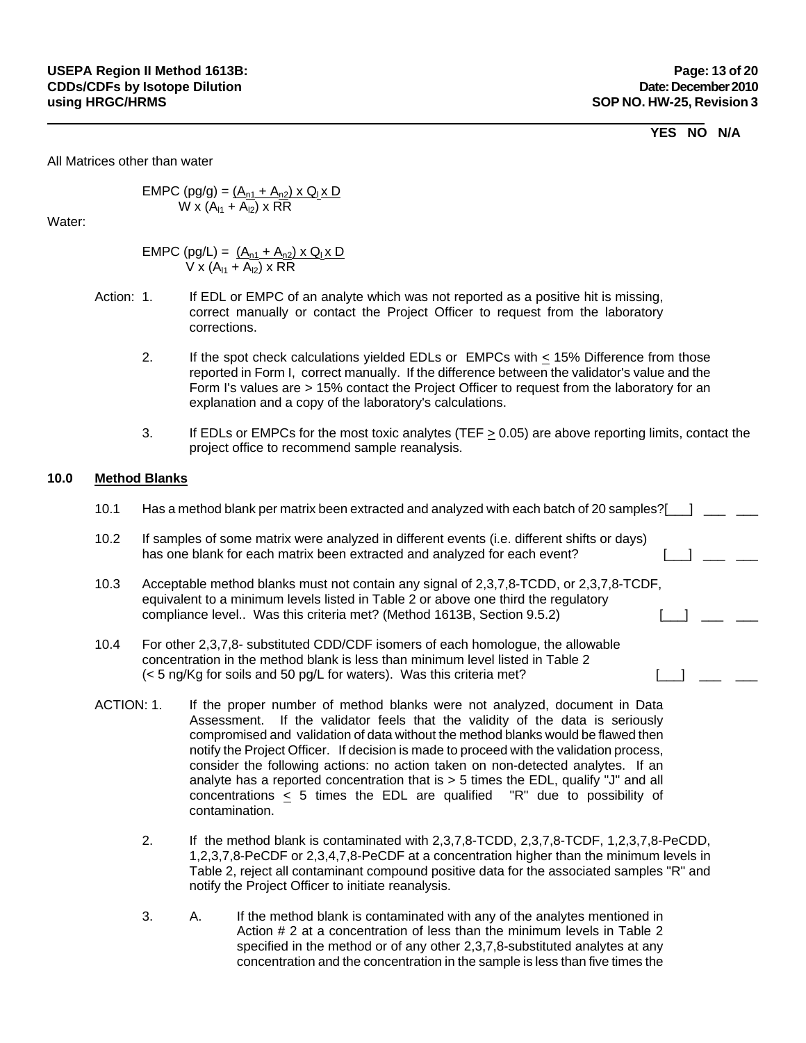YES NO N/A

All Matrices other than water

$$\text{EMPC (pg/g)} = \frac{(A_{n1} + A_{n2}) \times Q_l \times D}{W \times (A_{l1} + A_{l2}) \times RR}$$

Water:

$$\text{EMPC (pg/L)} = \frac{(A_{n1} + A_{n2}) \times Q_l \times D}{V \times (A_{l1} + A_{l2}) \times RR}$$

Action: 1. If EDL or EMPC of an analyte which was not reported as a positive hit is missing, correct manually or contact the Project Officer to request from the laboratory corrections.

2. If the spot check calculations yielded EDLs or EMPCs with $\leq$ 15% Difference from those reported in Form I, correct manually. If the difference between the validator's value and the Form I's values are > 15% contact the Project Officer to request from the laboratory for an explanation and a copy of the laboratory's calculations.

3. If EDLs or EMPCs for the most toxic analytes (TEF $\geq$ 0.05) are above reporting limits, contact the project office to recommend sample reanalysis.

## 10.0 Method Blanks

10.1 Has a method blank per matrix been extracted and analyzed with each batch of 20 samples? [___] ___ ___

10.2 If samples of some matrix were analyzed in different events (i.e. different shifts or days) has one blank for each matrix been extracted and analyzed for each event? [___] ___ ___

10.3 Acceptable method blanks must not contain any signal of 2,3,7,8-TCDD, or 2,3,7,8-TCDF, equivalent to a minimum levels listed in Table 2 or above one third the regulatory compliance level.. Was this criteria met? (Method 1613B, Section 9.5.2) [___] ___ ___

10.4 For other 2,3,7,8- substituted CDD/CDF isomers of each homologue, the allowable concentration in the method blank is less than minimum level listed in Table 2 (< 5 ng/Kg for soils and 50 pg/L for waters). Was this criteria met? [___] ___ ___

ACTION: 1. If the proper number of method blanks were not analyzed, document in Data Assessment. If the validator feels that the validity of the data is seriously compromised and validation of data without the method blanks would be flawed then notify the Project Officer. If decision is made to proceed with the validation process, consider the following actions: no action taken on non-detected analytes. If an analyte has a reported concentration that is > 5 times the EDL, qualify "J" and all concentrations $\leq$ 5 times the EDL are qualified "R" due to possibility of contamination.

2. If the method blank is contaminated with 2,3,7,8-TCDD, 2,3,7,8-TCDF, 1,2,3,7,8-PeCDD, 1,2,3,7,8-PeCDF or 2,3,4,7,8-PeCDF at a concentration higher than the minimum levels in Table 2, reject all contaminant compound positive data for the associated samples "R" and notify the Project Officer to initiate reanalysis.

3. A. If the method blank is contaminated with any of the analytes mentioned in Action # 2 at a concentration of less than the minimum levels in Table 2 specified in the method or of any other 2,3,7,8-substituted analytes at any concentration and the concentration in the sample is less than five times the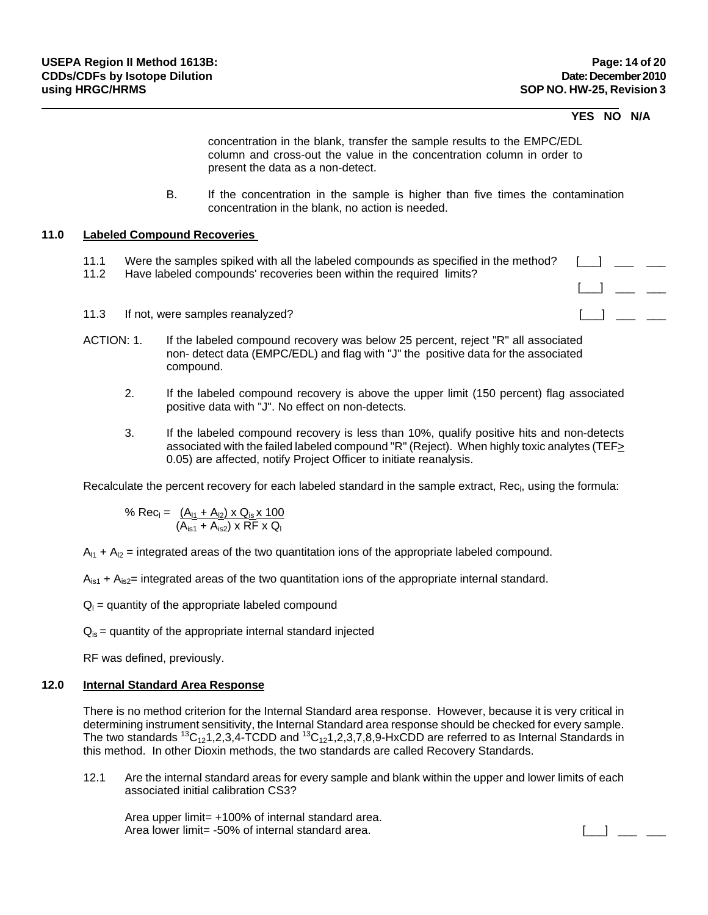YES NO N/A

concentration in the blank, transfer the sample results to the EMPC/EDL column and cross-out the value in the concentration column in order to present the data as a non-detect.

B. If the concentration in the sample is higher than five times the contamination concentration in the blank, no action is needed.

## 11.0 Labeled Compound Recoveries

11.1 Were the samples spiked with all the labeled compounds as specified in the method? [___] ___ ___

11.2 Have labeled compounds' recoveries been within the required limits? [___] ___ ___

11.3 If not, were samples reanalyzed? [___] ___ ___

ACTION: 1. If the labeled compound recovery was below 25 percent, reject "R" all associated non- detect data (EMPC/EDL) and flag with "J" the positive data for the associated compound.

2. If the labeled compound recovery is above the upper limit (150 percent) flag associated positive data with "J". No effect on non-detects.

3. If the labeled compound recovery is less than 10%, qualify positive hits and non-detects associated with the failed labeled compound "R" (Reject). When highly toxic analytes (TEF$\geq$ 0.05) are affected, notify Project Officer to initiate reanalysis.

Recalculate the percent recovery for each labeled standard in the sample extract, $Rec_l$, using the formula:

$$\% \ Rec_l = \frac{(A_{l1} + A_{l2}) \times Q_{is} \times 100}{(A_{is1} + A_{is2}) \times RF \times Q_l}$$

$A_{l1} + A_{l2}$ = integrated areas of the two quantitation ions of the appropriate labeled compound.

$A_{is1} + A_{is2}$= integrated areas of the two quantitation ions of the appropriate internal standard.

$Q_l$ = quantity of the appropriate labeled compound

$Q_{is}$ = quantity of the appropriate internal standard injected

RF was defined, previously.

## 12.0 Internal Standard Area Response

There is no method criterion for the Internal Standard area response. However, because it is very critical in determining instrument sensitivity, the Internal Standard area response should be checked for every sample. The two standards $^{13}C_{12}$1,2,3,4-TCDD and $^{13}C_{12}$1,2,3,7,8,9-HxCDD are referred to as Internal Standards in this method. In other Dioxin methods, the two standards are called Recovery Standards.

12.1 Are the internal standard areas for every sample and blank within the upper and lower limits of each associated initial calibration CS3?

Area upper limit= +100% of internal standard area.
Area lower limit= -50% of internal standard area. [___] ___ ___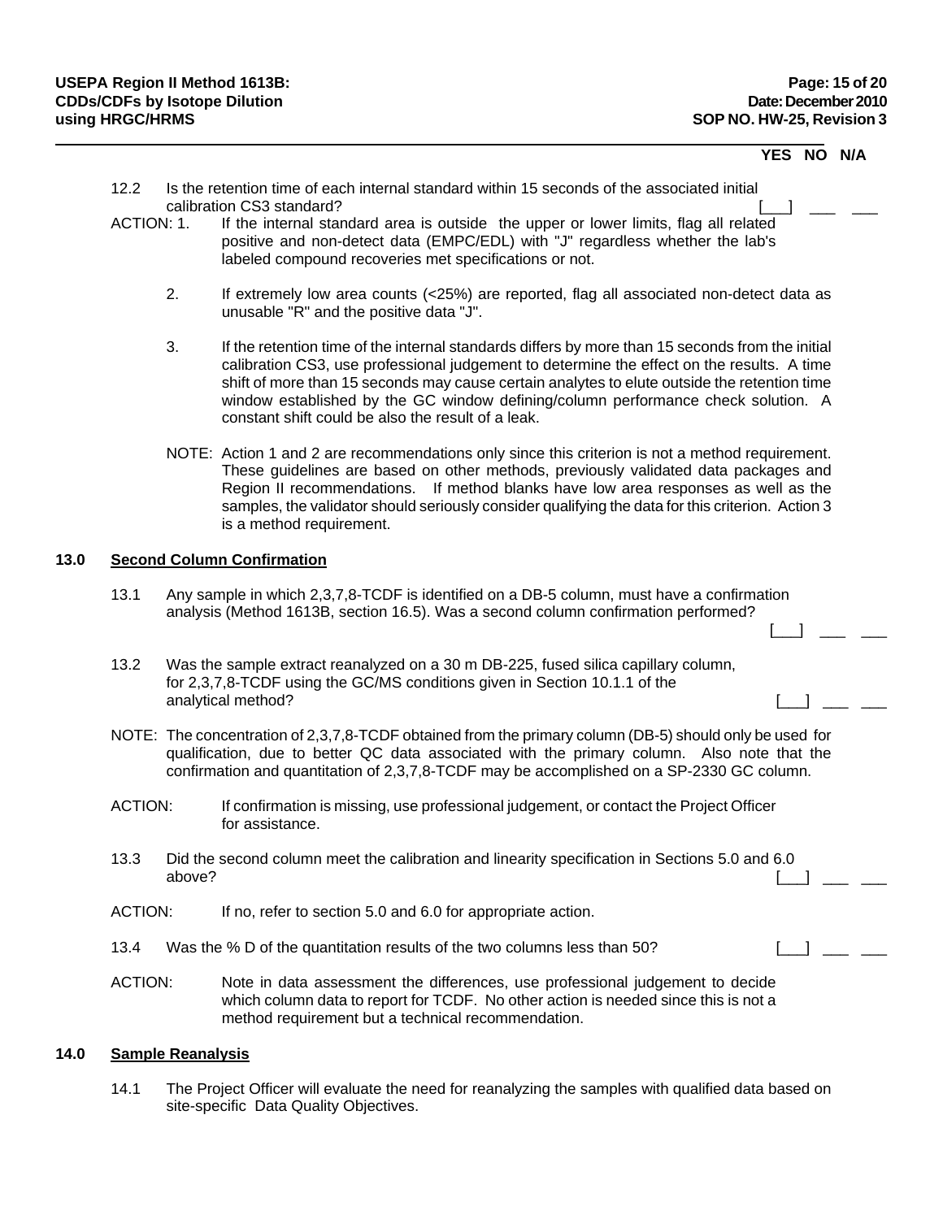YES NO N/A

12.2 Is the retention time of each internal standard within 15 seconds of the associated initial calibration CS3 standard? [___] ___ ___

ACTION: 1. If the internal standard area is outside the upper or lower limits, flag all related positive and non-detect data (EMPC/EDL) with "J" regardless whether the lab's labeled compound recoveries met specifications or not.

2. If extremely low area counts (<25%) are reported, flag all associated non-detect data as unusable "R" and the positive data "J".

3. If the retention time of the internal standards differs by more than 15 seconds from the initial calibration CS3, use professional judgement to determine the effect on the results. A time shift of more than 15 seconds may cause certain analytes to elute outside the retention time window established by the GC window defining/column performance check solution. A constant shift could be also the result of a leak.

NOTE: Action 1 and 2 are recommendations only since this criterion is not a method requirement. These guidelines are based on other methods, previously validated data packages and Region II recommendations. If method blanks have low area responses as well as the samples, the validator should seriously consider qualifying the data for this criterion. Action 3 is a method requirement.

## 13.0 Second Column Confirmation

13.1 Any sample in which 2,3,7,8-TCDF is identified on a DB-5 column, must have a confirmation analysis (Method 1613B, section 16.5). Was a second column confirmation performed? [___] ___ ___

13.2 Was the sample extract reanalyzed on a 30 m DB-225, fused silica capillary column, for 2,3,7,8-TCDF using the GC/MS conditions given in Section 10.1.1 of the analytical method? [___] ___ ___

NOTE: The concentration of 2,3,7,8-TCDF obtained from the primary column (DB-5) should only be used for qualification, due to better QC data associated with the primary column. Also note that the confirmation and quantitation of 2,3,7,8-TCDF may be accomplished on a SP-2330 GC column.

ACTION: If confirmation is missing, use professional judgement, or contact the Project Officer for assistance.

13.3 Did the second column meet the calibration and linearity specification in Sections 5.0 and 6.0 above? [___] ___ ___

ACTION: If no, refer to section 5.0 and 6.0 for appropriate action.

13.4 Was the % D of the quantitation results of the two columns less than 50? [___] ___ ___

ACTION: Note in data assessment the differences, use professional judgement to decide which column data to report for TCDF. No other action is needed since this is not a method requirement but a technical recommendation.

## 14.0 Sample Reanalysis

14.1 The Project Officer will evaluate the need for reanalyzing the samples with qualified data based on site-specific Data Quality Objectives.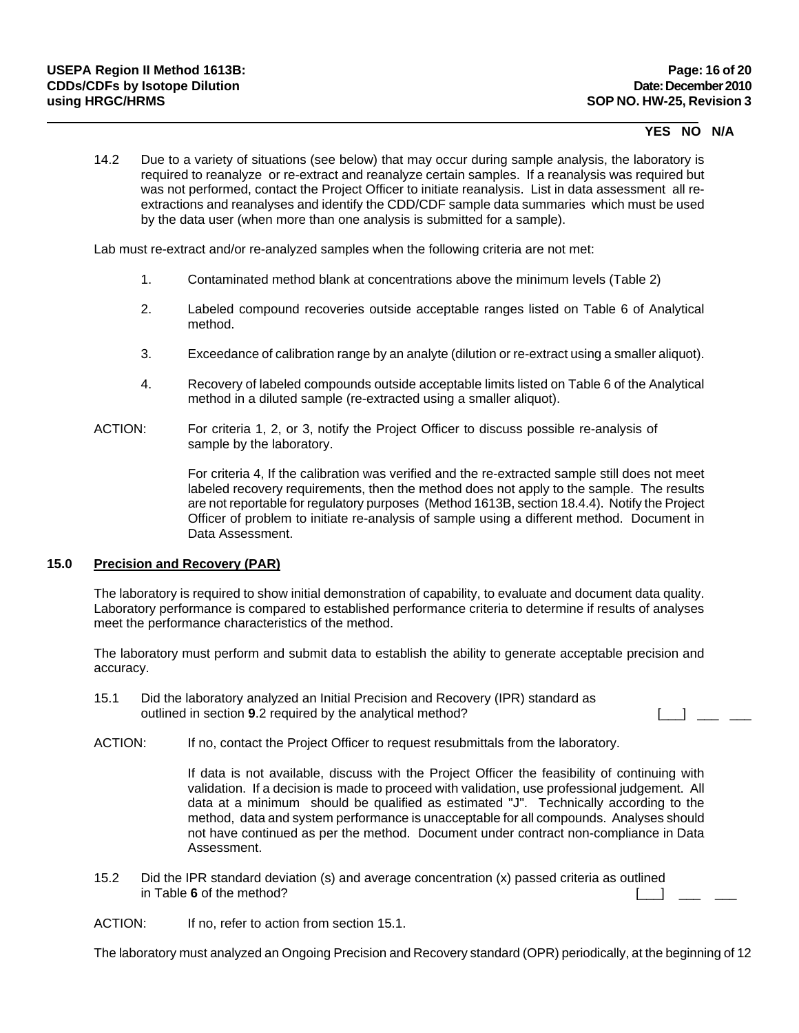YES NO N/A

14.2 Due to a variety of situations (see below) that may occur during sample analysis, the laboratory is required to reanalyze or re-extract and reanalyze certain samples. If a reanalysis was required but was not performed, contact the Project Officer to initiate reanalysis. List in data assessment all re-extractions and reanalyses and identify the CDD/CDF sample data summaries which must be used by the data user (when more than one analysis is submitted for a sample).

Lab must re-extract and/or re-analyzed samples when the following criteria are not met:

1. Contaminated method blank at concentrations above the minimum levels (Table 2)
2. Labeled compound recoveries outside acceptable ranges listed on Table 6 of Analytical method.
3. Exceedance of calibration range by an analyte (dilution or re-extract using a smaller aliquot).
4. Recovery of labeled compounds outside acceptable limits listed on Table 6 of the Analytical method in a diluted sample (re-extracted using a smaller aliquot).

ACTION: For criteria 1, 2, or 3, notify the Project Officer to discuss possible re-analysis of sample by the laboratory.

For criteria 4, If the calibration was verified and the re-extracted sample still does not meet labeled recovery requirements, then the method does not apply to the sample. The results are not reportable for regulatory purposes (Method 1613B, section 18.4.4). Notify the Project Officer of problem to initiate re-analysis of sample using a different method. Document in Data Assessment.

## 15.0 Precision and Recovery (PAR)

The laboratory is required to show initial demonstration of capability, to evaluate and document data quality. Laboratory performance is compared to established performance criteria to determine if results of analyses meet the performance characteristics of the method.

The laboratory must perform and submit data to establish the ability to generate acceptable precision and accuracy.

15.1 Did the laboratory analyzed an Initial Precision and Recovery (IPR) standard as outlined in section **9**.2 required by the analytical method? [___] ___ ___

ACTION: If no, contact the Project Officer to request resubmittals from the laboratory.

If data is not available, discuss with the Project Officer the feasibility of continuing with validation. If a decision is made to proceed with validation, use professional judgement. All data at a minimum should be qualified as estimated "J". Technically according to the method, data and system performance is unacceptable for all compounds. Analyses should not have continued as per the method. Document under contract non-compliance in Data Assessment.

15.2 Did the IPR standard deviation (s) and average concentration (x) passed criteria as outlined in Table **6** of the method? [___] ___ ___

ACTION: If no, refer to action from section 15.1.

The laboratory must analyzed an Ongoing Precision and Recovery standard (OPR) periodically, at the beginning of 12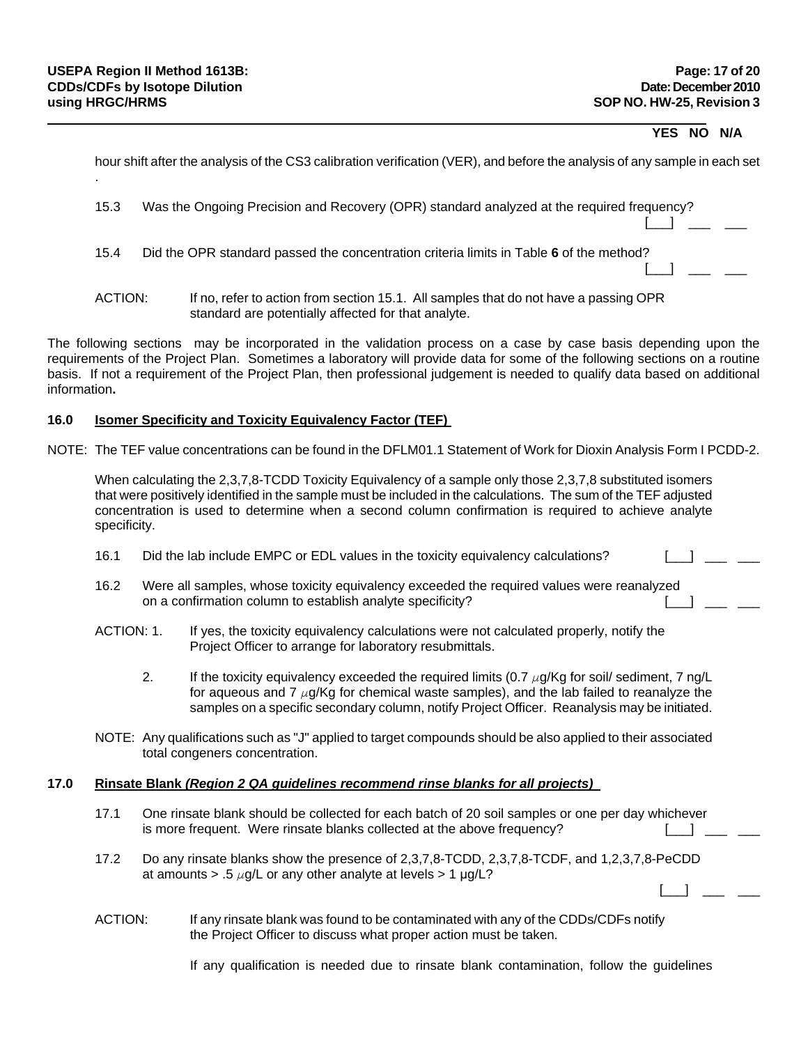**YES NO N/A**

hour shift after the analysis of the CS3 calibration verification (VER), and before the analysis of any sample in each set .

15.3 Was the Ongoing Precision and Recovery (OPR) standard analyzed at the required frequency? [___] ___ ___

15.4 Did the OPR standard passed the concentration criteria limits in Table **6** of the method? [___] ___ ___

ACTION: If no, refer to action from section 15.1. All samples that do not have a passing OPR standard are potentially affected for that analyte.

The following sections may be incorporated in the validation process on a case by case basis depending upon the requirements of the Project Plan. Sometimes a laboratory will provide data for some of the following sections on a routine basis. If not a requirement of the Project Plan, then professional judgement is needed to qualify data based on additional information**.**

## 16.0 Isomer Specificity and Toxicity Equivalency Factor (TEF)

NOTE: The TEF value concentrations can be found in the DFLM01.1 Statement of Work for Dioxin Analysis Form I PCDD-2.

When calculating the 2,3,7,8-TCDD Toxicity Equivalency of a sample only those 2,3,7,8 substituted isomers that were positively identified in the sample must be included in the calculations. The sum of the TEF adjusted concentration is used to determine when a second column confirmation is required to achieve analyte specificity.

16.1 Did the lab include EMPC or EDL values in the toxicity equivalency calculations? [___] ___ ___

16.2 Were all samples, whose toxicity equivalency exceeded the required values were reanalyzed on a confirmation column to establish analyte specificity? [___] ___ ___

ACTION: 1. If yes, the toxicity equivalency calculations were not calculated properly, notify the Project Officer to arrange for laboratory resubmittals.

2. If the toxicity equivalency exceeded the required limits (0.7 $\mu$g/Kg for soil/ sediment, 7 ng/L for aqueous and 7 $\mu$g/Kg for chemical waste samples), and the lab failed to reanalyze the samples on a specific secondary column, notify Project Officer. Reanalysis may be initiated.

NOTE: Any qualifications such as "J" applied to target compounds should be also applied to their associated total congeners concentration.

## 17.0 Rinsate Blank *(Region 2 QA guidelines recommend rinse blanks for all projects)*

17.1 One rinsate blank should be collected for each batch of 20 soil samples or one per day whichever is more frequent. Were rinsate blanks collected at the above frequency? [___] ___ ___

17.2 Do any rinsate blanks show the presence of 2,3,7,8-TCDD, 2,3,7,8-TCDF, and 1,2,3,7,8-PeCDD at amounts > .5 $\mu$g/L or any other analyte at levels > 1 µg/L? [___] ___ ___

ACTION: If any rinsate blank was found to be contaminated with any of the CDDs/CDFs notify the Project Officer to discuss what proper action must be taken.

If any qualification is needed due to rinsate blank contamination, follow the guidelines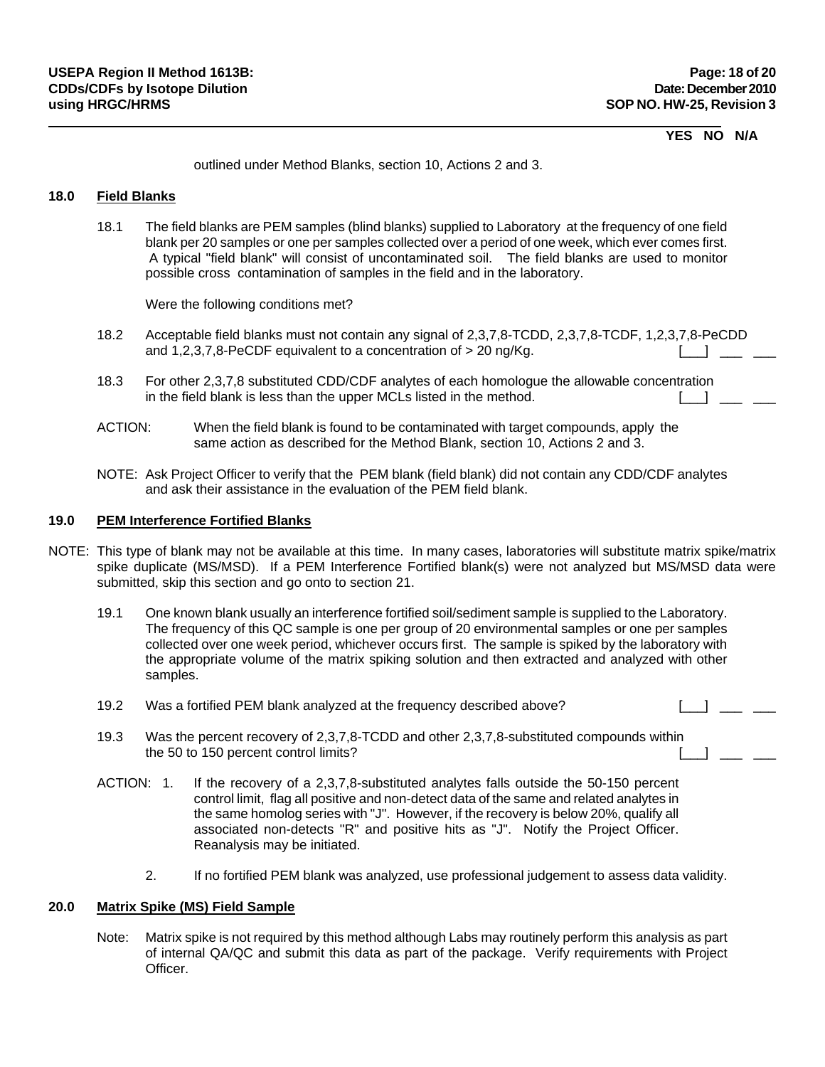YES NO N/A

outlined under Method Blanks, section 10, Actions 2 and 3.

## 18.0 Field Blanks

18.1 The field blanks are PEM samples (blind blanks) supplied to Laboratory at the frequency of one field blank per 20 samples or one per samples collected over a period of one week, which ever comes first. A typical "field blank" will consist of uncontaminated soil. The field blanks are used to monitor possible cross contamination of samples in the field and in the laboratory.

Were the following conditions met?

18.2 Acceptable field blanks must not contain any signal of 2,3,7,8-TCDD, 2,3,7,8-TCDF, 1,2,3,7,8-PeCDD and 1,2,3,7,8-PeCDF equivalent to a concentration of > 20 ng/Kg. [___] ___ ___

18.3 For other 2,3,7,8 substituted CDD/CDF analytes of each homologue the allowable concentration in the field blank is less than the upper MCLs listed in the method. [___] ___ ___

ACTION: When the field blank is found to be contaminated with target compounds, apply the same action as described for the Method Blank, section 10, Actions 2 and 3.

NOTE: Ask Project Officer to verify that the PEM blank (field blank) did not contain any CDD/CDF analytes and ask their assistance in the evaluation of the PEM field blank.

## 19.0 PEM Interference Fortified Blanks

NOTE: This type of blank may not be available at this time. In many cases, laboratories will substitute matrix spike/matrix spike duplicate (MS/MSD). If a PEM Interference Fortified blank(s) were not analyzed but MS/MSD data were submitted, skip this section and go onto to section 21.

19.1 One known blank usually an interference fortified soil/sediment sample is supplied to the Laboratory. The frequency of this QC sample is one per group of 20 environmental samples or one per samples collected over one week period, whichever occurs first. The sample is spiked by the laboratory with the appropriate volume of the matrix spiking solution and then extracted and analyzed with other samples.

19.2 Was a fortified PEM blank analyzed at the frequency described above? [___] ___ ___

19.3 Was the percent recovery of 2,3,7,8-TCDD and other 2,3,7,8-substituted compounds within the 50 to 150 percent control limits? [___] ___ ___

ACTION: 1. If the recovery of a 2,3,7,8-substituted analytes falls outside the 50-150 percent control limit, flag all positive and non-detect data of the same and related analytes in the same homolog series with "J". However, if the recovery is below 20%, qualify all associated non-detects "R" and positive hits as "J". Notify the Project Officer. Reanalysis may be initiated.

2. If no fortified PEM blank was analyzed, use professional judgement to assess data validity.

## 20.0 Matrix Spike (MS) Field Sample

Note: Matrix spike is not required by this method although Labs may routinely perform this analysis as part of internal QA/QC and submit this data as part of the package. Verify requirements with Project Officer.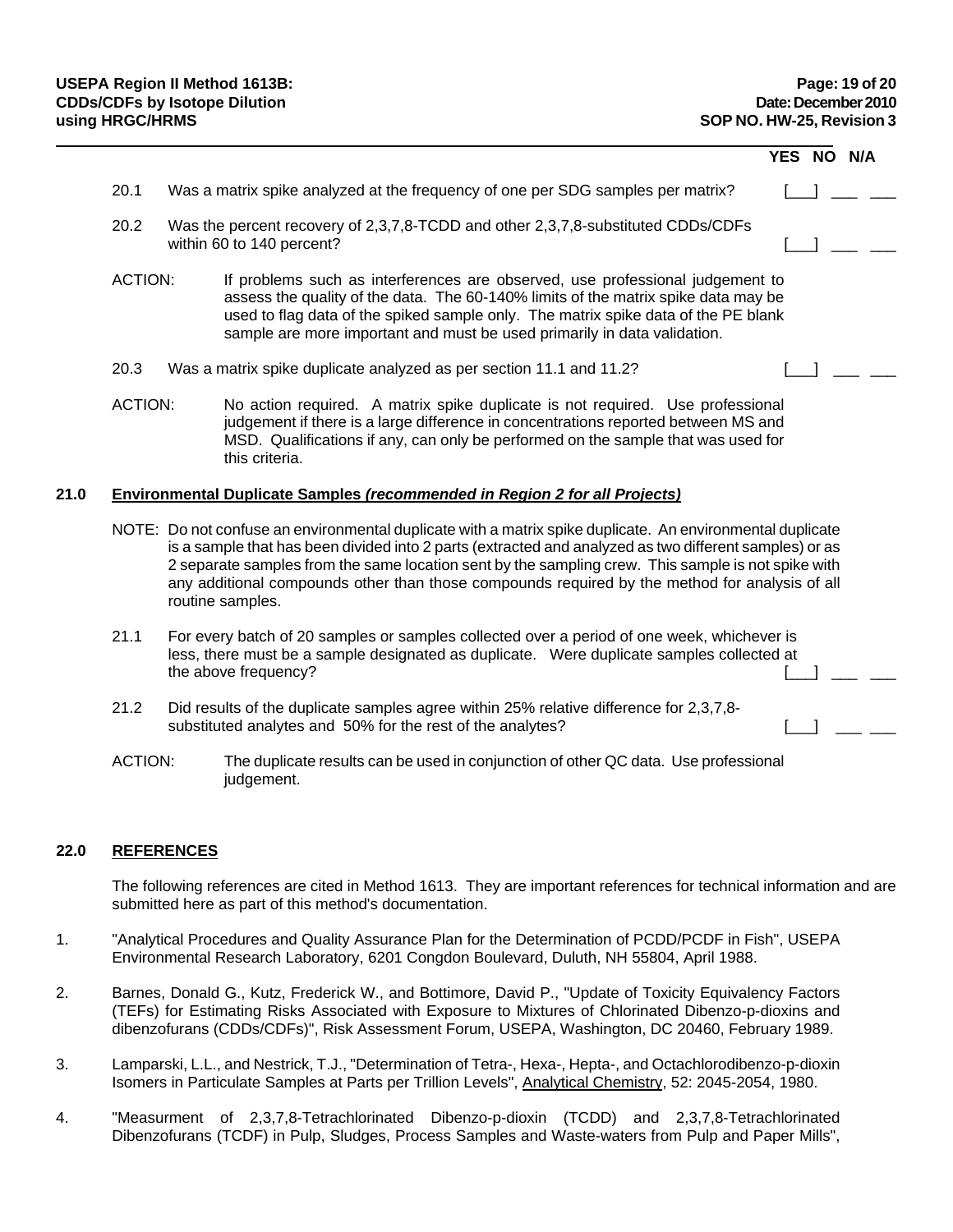| | YES | NO | N/A |
|---|---|---|---|
| 20.1 Was a matrix spike analyzed at the frequency of one per SDG samples per matrix? | [___] | ___ | ___ |
| 20.2 Was the percent recovery of 2,3,7,8-TCDD and other 2,3,7,8-substituted CDDs/CDFs within 60 to 140 percent? | [___] | ___ | ___ |

ACTION: If problems such as interferences are observed, use professional judgement to assess the quality of the data. The 60-140% limits of the matrix spike data may be used to flag data of the spiked sample only. The matrix spike data of the PE blank sample are more important and must be used primarily in data validation.

| | YES | NO | N/A |
|---|---|---|---|
| 20.3 Was a matrix spike duplicate analyzed as per section 11.1 and 11.2? | [___] | ___ | ___ |

ACTION: No action required. A matrix spike duplicate is not required. Use professional judgement if there is a large difference in concentrations reported between MS and MSD. Qualifications if any, can only be performed on the sample that was used for this criteria.

## 21.0 Environmental Duplicate Samples *(recommended in Region 2 for all Projects)*

NOTE: Do not confuse an environmental duplicate with a matrix spike duplicate. An environmental duplicate is a sample that has been divided into 2 parts (extracted and analyzed as two different samples) or as 2 separate samples from the same location sent by the sampling crew. This sample is not spike with any additional compounds other than those compounds required by the method for analysis of all routine samples.

| | YES | NO | N/A |
|---|---|---|---|
| 21.1 For every batch of 20 samples or samples collected over a period of one week, whichever is less, there must be a sample designated as duplicate. Were duplicate samples collected at the above frequency? | [___] | ___ | ___ |
| 21.2 Did results of the duplicate samples agree within 25% relative difference for 2,3,7,8-substituted analytes and 50% for the rest of the analytes? | [___] | ___ | ___ |

ACTION: The duplicate results can be used in conjunction of other QC data. Use professional judgement.

## 22.0 REFERENCES

The following references are cited in Method 1613. They are important references for technical information and are submitted here as part of this method's documentation.

1. "Analytical Procedures and Quality Assurance Plan for the Determination of PCDD/PCDF in Fish", USEPA Environmental Research Laboratory, 6201 Congdon Boulevard, Duluth, NH 55804, April 1988.

2. Barnes, Donald G., Kutz, Frederick W., and Bottimore, David P., "Update of Toxicity Equivalency Factors (TEFs) for Estimating Risks Associated with Exposure to Mixtures of Chlorinated Dibenzo-p-dioxins and dibenzofurans (CDDs/CDFs)", Risk Assessment Forum, USEPA, Washington, DC 20460, February 1989.

3. Lamparski, L.L., and Nestrick, T.J., "Determination of Tetra-, Hexa-, Hepta-, and Octachlorodibenzo-p-dioxin Isomers in Particulate Samples at Parts per Trillion Levels", Analytical Chemistry, 52: 2045-2054, 1980.

4. "Measurment of 2,3,7,8-Tetrachlorinated Dibenzo-p-dioxin (TCDD) and 2,3,7,8-Tetrachlorinated Dibenzofurans (TCDF) in Pulp, Sludges, Process Samples and Waste-waters from Pulp and Paper Mills",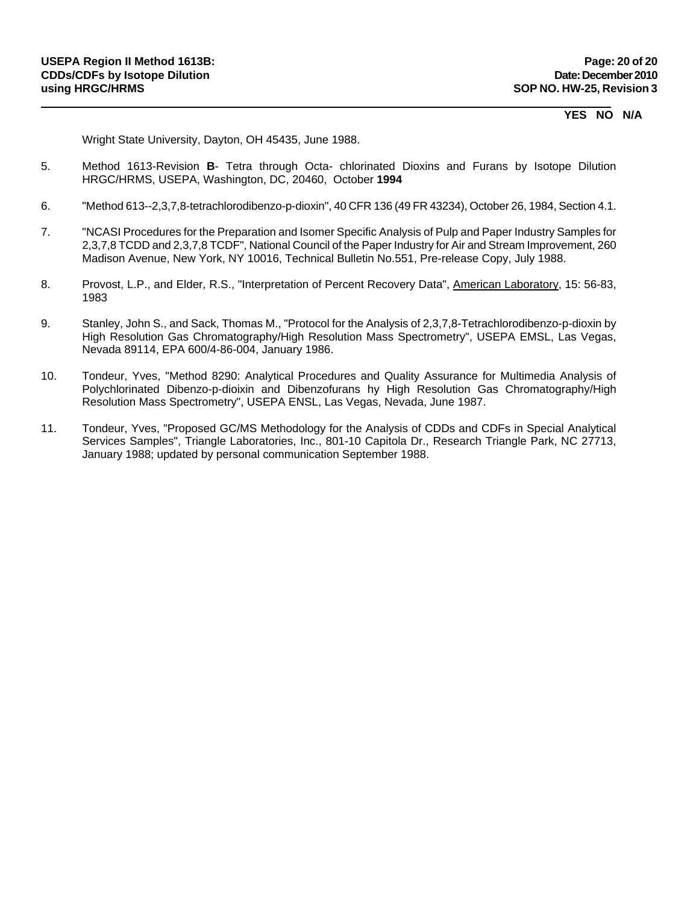Wright State University, Dayton, OH 45435, June 1988.

5. Method 1613-Revision **B**- Tetra through Octa- chlorinated Dioxins and Furans by Isotope Dilution HRGC/HRMS, USEPA, Washington, DC, 20460, October **1994**

6. "Method 613--2,3,7,8-tetrachlorodibenzo-p-dioxin", 40 CFR 136 (49 FR 43234), October 26, 1984, Section 4.1.

7. "NCASI Procedures for the Preparation and Isomer Specific Analysis of Pulp and Paper Industry Samples for 2,3,7,8 TCDD and 2,3,7,8 TCDF", National Council of the Paper Industry for Air and Stream Improvement, 260 Madison Avenue, New York, NY 10016, Technical Bulletin No.551, Pre-release Copy, July 1988.

8. Provost, L.P., and Elder, R.S., "Interpretation of Percent Recovery Data", American Laboratory, 15: 56-83, 1983

9. Stanley, John S., and Sack, Thomas M., "Protocol for the Analysis of 2,3,7,8-Tetrachlorodibenzo-p-dioxin by High Resolution Gas Chromatography/High Resolution Mass Spectrometry", USEPA EMSL, Las Vegas, Nevada 89114, EPA 600/4-86-004, January 1986.

10. Tondeur, Yves, "Method 8290: Analytical Procedures and Quality Assurance for Multimedia Analysis of Polychlorinated Dibenzo-p-dioixin and Dibenzofurans hy High Resolution Gas Chromatography/High Resolution Mass Spectrometry", USEPA ENSL, Las Vegas, Nevada, June 1987.

11. Tondeur, Yves, "Proposed GC/MS Methodology for the Analysis of CDDs and CDFs in Special Analytical Services Samples", Triangle Laboratories, Inc., 801-10 Capitola Dr., Research Triangle Park, NC 27713, January 1988; updated by personal communication September 1988.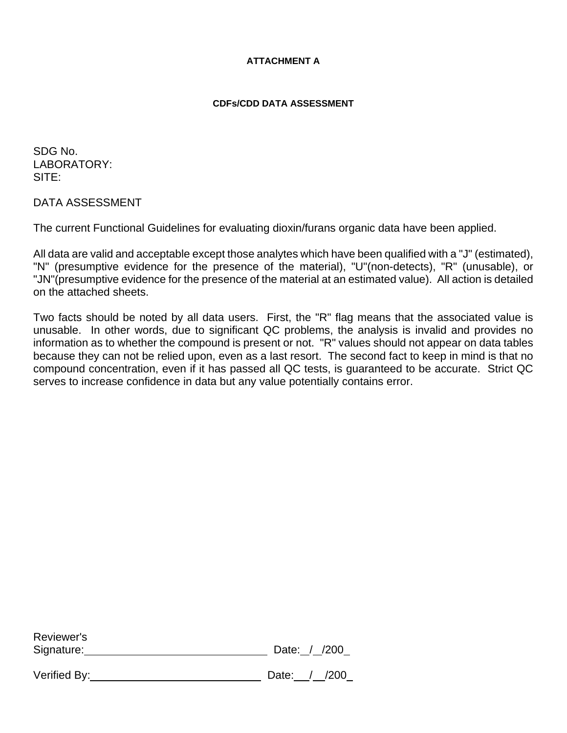**ATTACHMENT A**

**CDFs/CDD DATA ASSESSMENT**

SDG No.
LABORATORY:
SITE:

DATA ASSESSMENT

The current Functional Guidelines for evaluating dioxin/furans organic data have been applied.

All data are valid and acceptable except those analytes which have been qualified with a "J" (estimated), "N" (presumptive evidence for the presence of the material), "U"(non-detects), "R" (unusable), or "JN"(presumptive evidence for the presence of the material at an estimated value). All action is detailed on the attached sheets.

Two facts should be noted by all data users. First, the "R" flag means that the associated value is unusable. In other words, due to significant QC problems, the analysis is invalid and provides no information as to whether the compound is present or not. "R" values should not appear on data tables because they can not be relied upon, even as a last resort. The second fact to keep in mind is that no compound concentration, even if it has passed all QC tests, is guaranteed to be accurate. Strict QC serves to increase confidence in data but any value potentially contains error.

Reviewer's
Signature:______________________________ Date:__/__/200_

Verified By:______________________________ Date:__/__/200_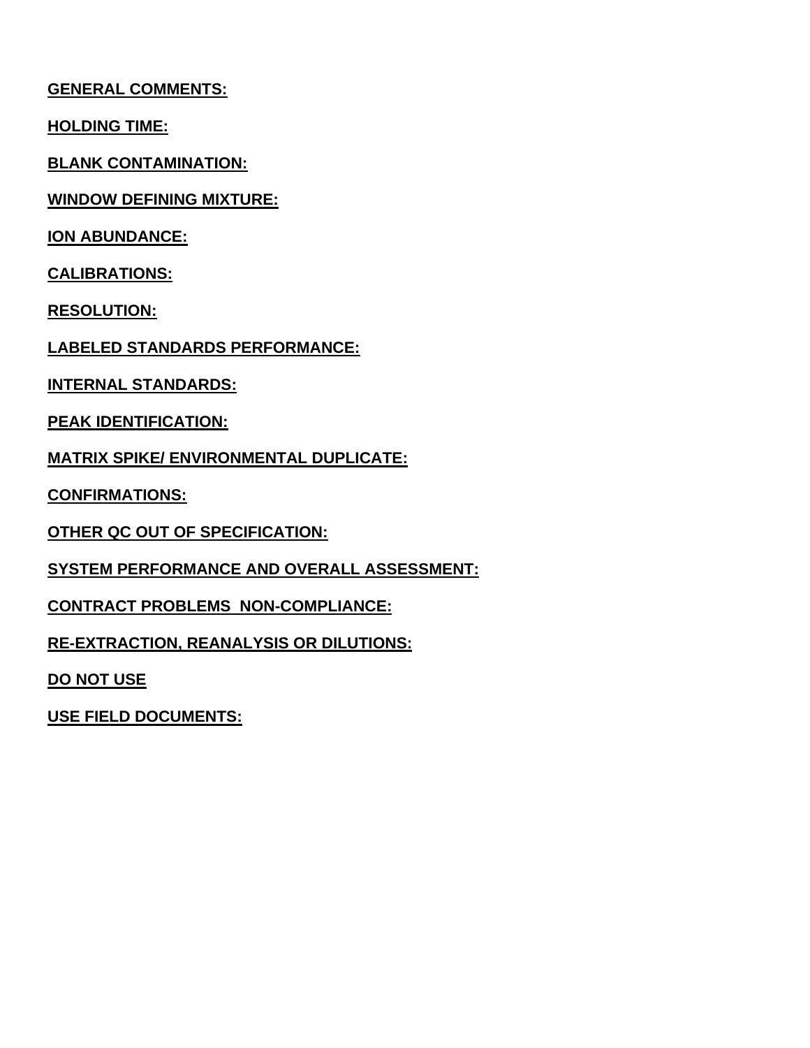**GENERAL COMMENTS:**

**HOLDING TIME:**

**BLANK CONTAMINATION:**

**WINDOW DEFINING MIXTURE:**

**ION ABUNDANCE:**

**CALIBRATIONS:**

**RESOLUTION:**

**LABELED STANDARDS PERFORMANCE:**

**INTERNAL STANDARDS:**

**PEAK IDENTIFICATION:**

**MATRIX SPIKE/ ENVIRONMENTAL DUPLICATE:**

**CONFIRMATIONS:**

**OTHER QC OUT OF SPECIFICATION:**

**SYSTEM PERFORMANCE AND OVERALL ASSESSMENT:**

**CONTRACT PROBLEMS NON-COMPLIANCE:**

**RE-EXTRACTION, REANALYSIS OR DILUTIONS:**

**DO NOT USE**

**USE FIELD DOCUMENTS:**